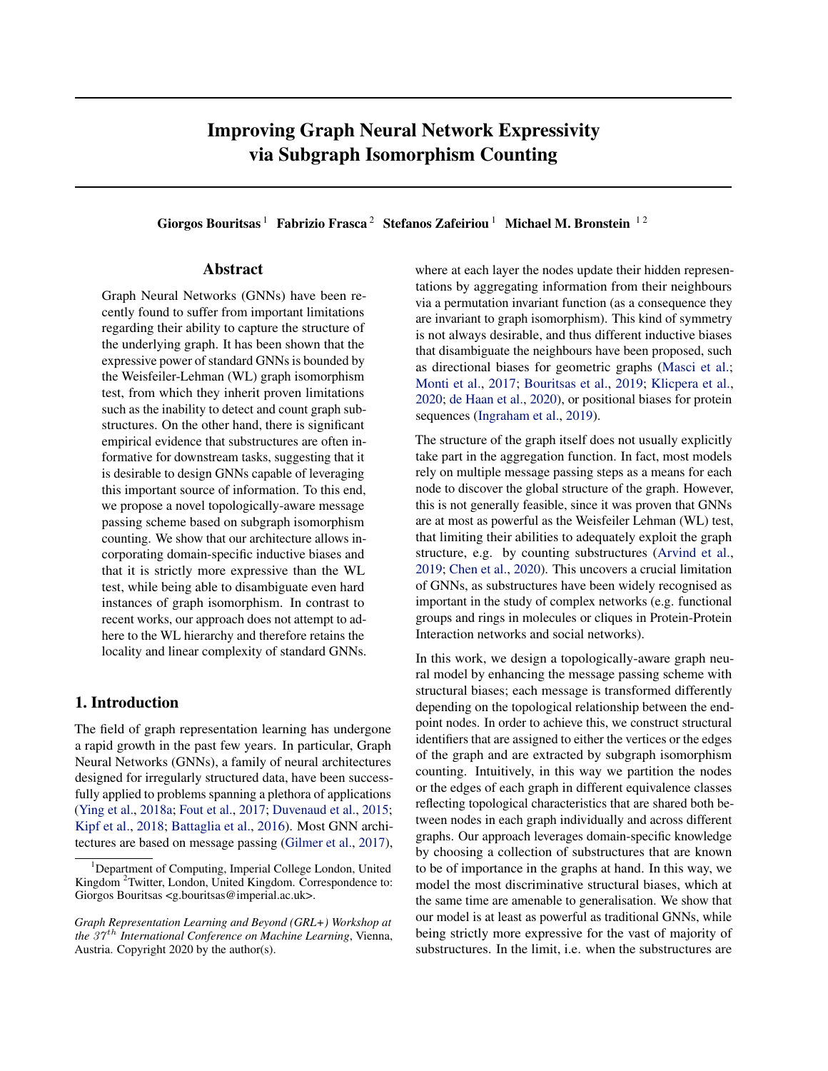# Improving Graph Neural Network Expressivity via Subgraph Isomorphism Counting

**Giorgos Bouritsas** [1] **Fabrizio Frasca** [2] **Stefanos Zafeiriou** [1] **Michael M. Bronstein** [1,2]

## Abstract

Graph Neural Networks (GNNs) have been recently found to suffer from important limitations regarding their ability to capture the structure of the underlying graph. It has been shown that the expressive power of standard GNNs is bounded by the Weisfeiler-Lehman (WL) graph isomorphism test, from which they inherit proven limitations such as the inability to detect and count graph substructures. On the other hand, there is significant empirical evidence that substructures are often informative for downstream tasks, suggesting that it is desirable to design GNNs capable of leveraging this important source of information. To this end, we propose a novel topologically-aware message passing scheme based on subgraph isomorphism counting. We show that our architecture allows incorporating domain-specific inductive biases and that it is strictly more expressive than the WL test, while being able to disambiguate even hard instances of graph isomorphism. In contrast to recent works, our approach does not attempt to adhere to the WL hierarchy and therefore retains the locality and linear complexity of standard GNNs.

## 1. Introduction

The field of graph representation learning has undergone a rapid growth in the past few years. In particular, Graph Neural Networks (GNNs), a family of neural architectures designed for irregularly structured data, have been successfully applied to problems spanning a plethora of applications (Ying et al., 2018a; Fout et al., 2017; Duvenaud et al., 2015; Kipf et al., 2018; Battaglia et al., 2016). Most GNN architectures are based on message passing (Gilmer et al., 2017), where at each layer the nodes update their hidden representations by aggregating information from their neighbours via a permutation invariant function (as a consequence they are invariant to graph isomorphism). This kind of symmetry is not always desirable, and thus different inductive biases that disambiguate the neighbours have been proposed, such as directional biases for geometric graphs (Masci et al.; Monti et al., 2017; Bouritsas et al., 2019; Klicpera et al., 2020; de Haan et al., 2020), or positional biases for protein sequences (Ingraham et al., 2019).

The structure of the graph itself does not usually explicitly take part in the aggregation function. In fact, most models rely on multiple message passing steps as a means for each node to discover the global structure of the graph. However, this is not generally feasible, since it was proven that GNNs are at most as powerful as the Weisfeiler Lehman (WL) test, that limiting their abilities to adequately exploit the graph structure, e.g. by counting substructures (Arvind et al., 2019; Chen et al., 2020). This uncovers a crucial limitation of GNNs, as substructures have been widely recognised as important in the study of complex networks (e.g. functional groups and rings in molecules or cliques in Protein-Protein Interaction networks and social networks).

In this work, we design a topologically-aware graph neural model by enhancing the message passing scheme with structural biases; each message is transformed differently depending on the topological relationship between the endpoint nodes. In order to achieve this, we construct structural identifiers that are assigned to either the vertices or the edges of the graph and are extracted by subgraph isomorphism counting. Intuitively, in this way we partition the nodes or the edges of each graph in different equivalence classes reflecting topological characteristics that are shared both between nodes in each graph individually and across different graphs. Our approach leverages domain-specific knowledge by choosing a collection of substructures that are known to be of importance in the graphs at hand. In this way, we model the most discriminative structural biases, which at the same time are amenable to generalisation. We show that our model is at least as powerful as traditional GNNs, while being strictly more expressive for the vast of majority of substructures. In the limit, i.e. when the substructures are

---

[1] Department of Computing, Imperial College London, United Kingdom [2] Twitter, London, United Kingdom. Correspondence to: Giorgos Bouritsas <g.bouritsas@imperial.ac.uk>.

*Graph Representation Learning and Beyond (GRL+) Workshop at the $37^{th}$ International Conference on Machine Learning*, Vienna, Austria. Copyright 2020 by the author(s).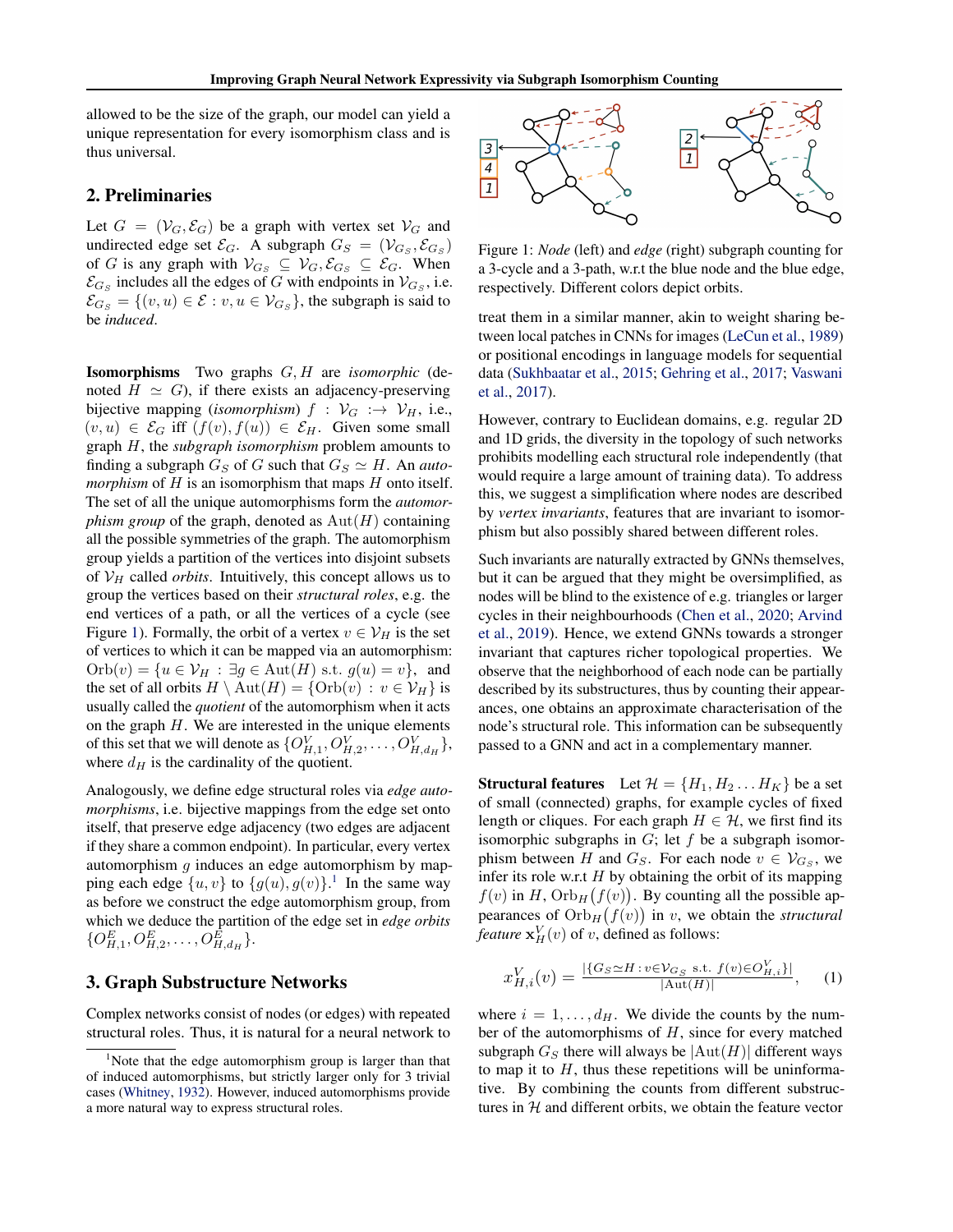allowed to be the size of the graph, our model can yield a unique representation for every isomorphism class and is thus universal.

## 2. Preliminaries

Let $G = (\mathcal{V}_G, \mathcal{E}_G)$ be a graph with vertex set $\mathcal{V}_G$ and undirected edge set $\mathcal{E}_G$. A subgraph $G_S = (\mathcal{V}_{G_S}, \mathcal{E}_{G_S})$ of $G$ is any graph with $\mathcal{V}_{G_S} \subseteq \mathcal{V}_G, \mathcal{E}_{G_S} \subseteq \mathcal{E}_G$. When $\mathcal{E}_{G_S}$ includes all the edges of $G$ with endpoints in $\mathcal{V}_{G_S}$, i.e. $\mathcal{E}_{G_S} = \{(v, u) \in \mathcal{E} : v, u \in \mathcal{V}_{G_S}\}$, the subgraph is said to be *induced*.

**Isomorphisms** Two graphs $G, H$ are *isomorphic* (denoted $H \simeq G$), if there exists an adjacency-preserving bijective mapping (*isomorphism*) $f : \mathcal{V}_G :\rightarrow \mathcal{V}_H$, i.e., $(v, u) \in \mathcal{E}_G$ iff $(f(v), f(u)) \in \mathcal{E}_H$. Given some small graph $H$, the *subgraph isomorphism* problem amounts to finding a subgraph $G_S$ of $G$ such that $G_S \simeq H$. An *automorphism* of $H$ is an isomorphism that maps $H$ onto itself. The set of all the unique automorphisms form the *automorphism group* of the graph, denoted as $\mathrm{Aut}(H)$ containing all the possible symmetries of the graph. The automorphism group yields a partition of the vertices into disjoint subsets of $\mathcal{V}_H$ called *orbits*. Intuitively, this concept allows us to group the vertices based on their *structural roles*, e.g. the end vertices of a path, or all the vertices of a cycle (see Figure 1). Formally, the orbit of a vertex $v \in \mathcal{V}_H$ is the set of vertices to which it can be mapped via an automorphism: $\mathrm{Orb}(v) = \{u \in \mathcal{V}_H : \exists g \in \mathrm{Aut}(H) \text{ s.t. } g(u) = v\}$, and the set of all orbits $H \setminus \mathrm{Aut}(H) = \{\mathrm{Orb}(v) : v \in \mathcal{V}_H\}$ is usually called the *quotient* of the automorphism when it acts on the graph $H$. We are interested in the unique elements of this set that we will denote as $\{O^V_{H,1}, O^V_{H,2}, \ldots, O^V_{H,d_H}\}$, where $d_H$ is the cardinality of the quotient.

Analogously, we define edge structural roles via *edge automorphisms*, i.e. bijective mappings from the edge set onto itself, that preserve edge adjacency (two edges are adjacent if they share a common endpoint). In particular, every vertex automorphism $g$ induces an edge automorphism by mapping each edge $\{u, v\}$ to $\{g(u), g(v)\}$.[1] In the same way as before we construct the edge automorphism group, from which we deduce the partition of the edge set in *edge orbits* $\{O^E_{H,1}, O^E_{H,2}, \ldots, O^E_{H,d_H}\}$.

## 3. Graph Substructure Networks

Complex networks consist of nodes (or edges) with repeated structural roles. Thus, it is natural for a neural network to treat them in a similar manner, akin to weight sharing between local patches in CNNs for images (LeCun et al., 1989) or positional encodings in language models for sequential data (Sukhbaatar et al., 2015; Gehring et al., 2017; Vaswani et al., 2017).

Figure 1: *Node* (left) and *edge* (right) subgraph counting for a 3-cycle and a 3-path, w.r.t the blue node and the blue edge, respectively. Different colors depict orbits.

However, contrary to Euclidean domains, e.g. regular 2D and 1D grids, the diversity in the topology of such networks prohibits modelling each structural role independently (that would require a large amount of training data). To address this, we suggest a simplification where nodes are described by *vertex invariants*, features that are invariant to isomorphism but also possibly shared between different roles.

Such invariants are naturally extracted by GNNs themselves, but it can be argued that they might be oversimplified, as nodes will be blind to the existence of e.g. triangles or larger cycles in their neighbourhoods (Chen et al., 2020; Arvind et al., 2019). Hence, we extend GNNs towards a stronger invariant that captures richer topological properties. We observe that the neighborhood of each node can be partially described by its substructures, thus by counting their appearances, one obtains an approximate characterisation of the node's structural role. This information can be subsequently passed to a GNN and act in a complementary manner.

**Structural features** Let $\mathcal{H} = \{H_1, H_2 \ldots H_K\}$ be a set of small (connected) graphs, for example cycles of fixed length or cliques. For each graph $H \in \mathcal{H}$, we first find its isomorphic subgraphs in $G$; let $f$ be a subgraph isomorphism between $H$ and $G_S$. For each node $v \in \mathcal{V}_{G_S}$, we infer its role w.r.t $H$ by obtaining the orbit of its mapping $f(v)$ in $H$, $\mathrm{Orb}_H\big(f(v)\big)$. By counting all the possible appearances of $\mathrm{Orb}_H\big(f(v)\big)$ in $v$, we obtain the *structural feature* $\mathbf{x}^V_H(v)$ of $v$, defined as follows:

$$x^V_{H,i}(v) = \frac{|\{G_S \simeq H : v \in \mathcal{V}_{G_S} \text{ s.t. } f(v) \in O^V_{H,i}\}|}{|\mathrm{Aut}(H)|}, \quad (1)$$

where $i = 1, \ldots, d_H$. We divide the counts by the number of the automorphisms of $H$, since for every matched subgraph $G_S$ there will always be $|\mathrm{Aut}(H)|$ different ways to map it to $H$, thus these repetitions will be uninformative. By combining the counts from different substructures in $\mathcal{H}$ and different orbits, we obtain the feature vector

[1] Note that the edge automorphism group is larger than that of induced automorphisms, but strictly larger only for 3 trivial cases (Whitney, 1932). However, induced automorphisms provide a more natural way to express structural roles.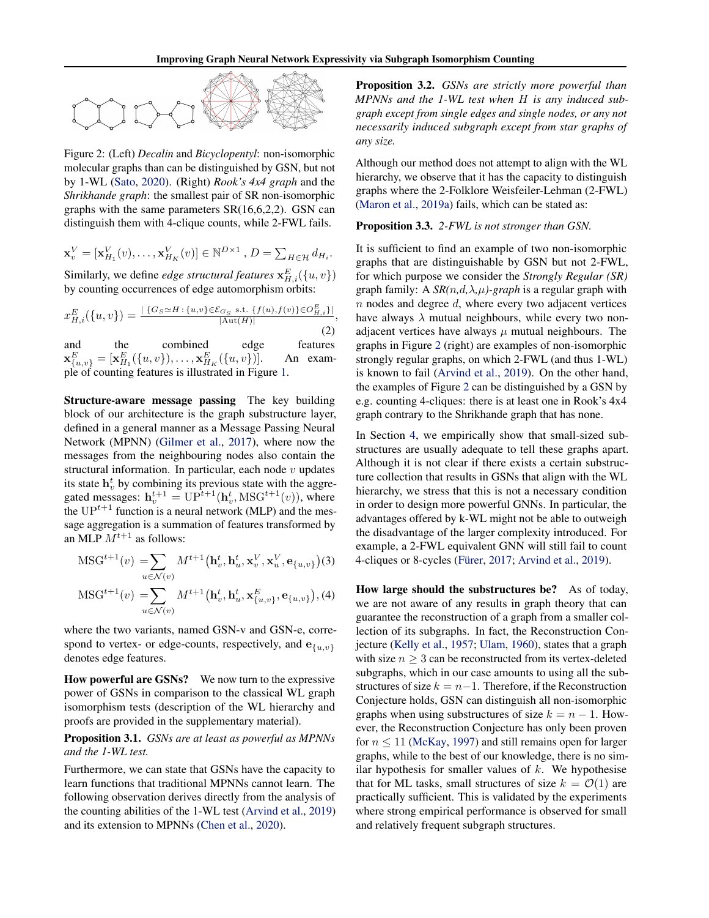Figure 2: (Left) *Decalin* and *Bicyclopentyl*: non-isomorphic molecular graphs than can be distinguished by GSN, but not by 1-WL (Sato, 2020). (Right) *Rook's 4x4 graph* and the *Shrikhande graph*: the smallest pair of SR non-isomorphic graphs with the same parameters SR(16,6,2,2). GSN can distinguish them with 4-clique counts, while 2-FWL fails.

$$\mathbf{x}_v^V = [\mathbf{x}_{H_1}^V(v), \ldots, \mathbf{x}_{H_K}^V(v)] \in \mathbb{N}^{D\times 1}\ , D = \sum_{H\in\mathcal{H}} d_{H_i}.$$

Similarly, we define *edge structural features* $\mathbf{x}_{H,i}^E(\{u,v\})$ by counting occurrences of edge automorphism orbits:

$$x_{H,i}^E(\{u,v\}) = \frac{|\ \{G_S \simeq H : \{u,v\} \in \mathcal{E}_{G_S} \text{ s.t. } \{f(u), f(v)\} \in O_{H,i}^E\}|}{|\text{Aut}(H)|}, \tag{2}$$

and the combined edge features $\mathbf{x}_{\{u,v\}}^E = [\mathbf{x}_{H_1}^E(\{u,v\}), \ldots, \mathbf{x}_{H_K}^E(\{u,v\})]$. An example of counting features is illustrated in Figure 1.

**Structure-aware message passing** The key building block of our architecture is the graph substructure layer, defined in a general manner as a Message Passing Neural Network (MPNN) (Gilmer et al., 2017), where now the messages from the neighbouring nodes also contain the structural information. In particular, each node $v$ updates its state $\mathbf{h}_v^t$ by combining its previous state with the aggregated messages: $\mathbf{h}_v^{t+1} = \text{UP}^{t+1}(\mathbf{h}_v^t, \text{MSG}^{t+1}(v))$, where the $\text{UP}^{t+1}$ function is a neural network (MLP) and the message aggregation is a summation of features transformed by an MLP $M^{t+1}$ as follows:

$$\text{MSG}^{t+1}(v) = \sum_{u\in\mathcal{N}(v)} M^{t+1}\big(\mathbf{h}_v^t, \mathbf{h}_u^t, \mathbf{x}_v^V, \mathbf{x}_u^V, \mathbf{e}_{\{u,v\}}\big) \tag{3}$$

$$\text{MSG}^{t+1}(v) = \sum_{u\in\mathcal{N}(v)} M^{t+1}\big(\mathbf{h}_v^t, \mathbf{h}_u^t, \mathbf{x}_{\{u,v\}}^E, \mathbf{e}_{\{u,v\}}\big), \tag{4}$$

where the two variants, named GSN-v and GSN-e, correspond to vertex- or edge-counts, respectively, and $\mathbf{e}_{\{u,v\}}$ denotes edge features.

**How powerful are GSNs?** We now turn to the expressive power of GSNs in comparison to the classical WL graph isomorphism tests (description of the WL hierarchy and proofs are provided in the supplementary material).

**Proposition 3.1.** *GSNs are at least as powerful as MPNNs and the 1-WL test.*

Furthermore, we can state that GSNs have the capacity to learn functions that traditional MPNNs cannot learn. The following observation derives directly from the analysis of the counting abilities of the 1-WL test (Arvind et al., 2019) and its extension to MPNNs (Chen et al., 2020).

**Proposition 3.2.** *GSNs are strictly more powerful than MPNNs and the 1-WL test when H is any induced subgraph except from single edges and single nodes, or any not necessarily induced subgraph except from star graphs of any size.*

Although our method does not attempt to align with the WL hierarchy, we observe that it has the capacity to distinguish graphs where the 2-Folklore Weisfeiler-Lehman (2-FWL) (Maron et al., 2019a) fails, which can be stated as:

**Proposition 3.3.** *2-FWL is not stronger than GSN.*

It is sufficient to find an example of two non-isomorphic graphs that are distinguishable by GSN but not 2-FWL, for which purpose we consider the *Strongly Regular (SR)* graph family: A *SR(n,d,λ,μ)-graph* is a regular graph with $n$ nodes and degree $d$, where every two adjacent vertices have always $\lambda$ mutual neighbours, while every two non-adjacent vertices have always $\mu$ mutual neighbours. The graphs in Figure 2 (right) are examples of non-isomorphic strongly regular graphs, on which 2-FWL (and thus 1-WL) is known to fail (Arvind et al., 2019). On the other hand, the examples of Figure 2 can be distinguished by a GSN by e.g. counting 4-cliques: there is at least one in Rook's 4x4 graph contrary to the Shrikhande graph that has none.

In Section 4, we empirically show that small-sized substructures are usually adequate to tell these graphs apart. Although it is not clear if there exists a certain substructure collection that results in GSNs that align with the WL hierarchy, we stress that this is not a necessary condition in order to design more powerful GNNs. In particular, the advantages offered by k-WL might not be able to outweigh the disadvantage of the larger complexity introduced. For example, a 2-FWL equivalent GNN will still fail to count 4-cliques or 8-cycles (Fürer, 2017; Arvind et al., 2019).

**How large should the substructures be?** As of today, we are not aware of any results in graph theory that can guarantee the reconstruction of a graph from a smaller collection of its subgraphs. In fact, the Reconstruction Conjecture (Kelly et al., 1957; Ulam, 1960), states that a graph with size $n \geq 3$ can be reconstructed from its vertex-deleted subgraphs, which in our case amounts to using all the substructures of size $k = n-1$. Therefore, if the Reconstruction Conjecture holds, GSN can distinguish all non-isomorphic graphs when using substructures of size $k = n - 1$. However, the Reconstruction Conjecture has only been proven for $n \leq 11$ (McKay, 1997) and still remains open for larger graphs, while to the best of our knowledge, there is no similar hypothesis for smaller values of $k$. We hypothesise that for ML tasks, small structures of size $k = \mathcal{O}(1)$ are practically sufficient. This is validated by the experiments where strong empirical performance is observed for small and relatively frequent subgraph structures.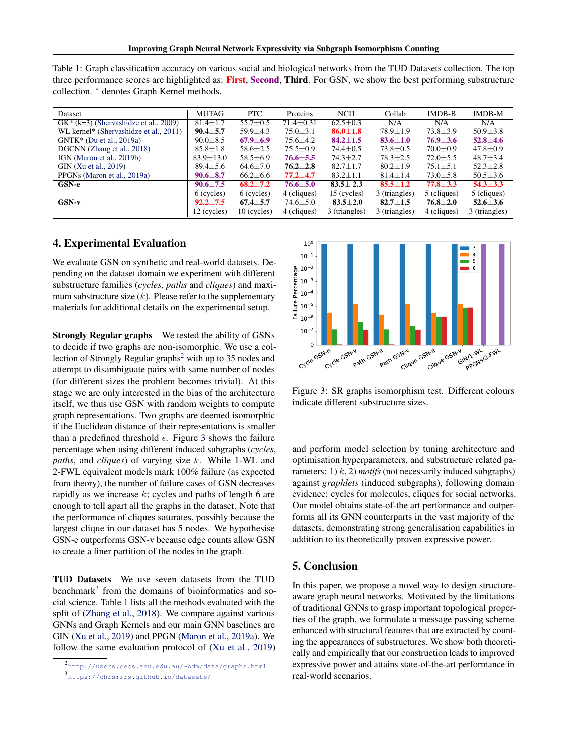Table 1: Graph classification accuracy on various social and biological networks from the TUD Datasets collection. The top three performance scores are highlighted as: **First**, **Second**, **Third**. For GSN, we show the best performing substructure collection. * denotes Graph Kernel methods.

| Dataset | MUTAG | PTC | Proteins | NCI1 | Collab | IMDB-B | IMDB-M |
|---|---|---|---|---|---|---|---|
| GK* (k=3) (Shervashidze et al., 2009) | 81.4±1.7 | 55.7±0.5 | 71.4±0.31 | 62.5±0.3 | N/A | N/A | N/A |
| WL kernel* (Shervashidze et al., 2011) | **90.4±5.7** | 59.9±4.3 | 75.0±3.1 | **86.0±1.8** | 78.9±1.9 | 73.8±3.9 | 50.9±3.8 |
| GNTK* (Du et al., 2019a) | 90.0±8.5 | **67.9±6.9** | 75.6±4.2 | **84.2±1.5** | **83.6±1.0** | **76.9±3.6** | **52.8±4.6** |
| DGCNN (Zhang et al., 2018) | 85.8±1.8 | 58.6±2.5 | 75.5±0.9 | 74.4±0.5 | 73.8±0.5 | 70.0±0.9 | 47.8±0.9 |
| IGN (Maron et al., 2019b) | 83.9±13.0 | 58.5±6.9 | **76.6±5.5** | 74.3±2.7 | 78.3±2.5 | 72.0±5.5 | 48.7±3.4 |
| GIN (Xu et al., 2019) | 89.4±5.6 | 64.6±7.0 | **76.2±2.8** | 82.7±1.7 | 80.2±1.9 | 75.1±5.1 | 52.3±2.8 |
| PPGNs (Maron et al., 2019a) | **90.6±8.7** | 66.2±6.6 | **77.2±4.7** | 83.2±1.1 | 81.4±1.4 | 73.0±5.8 | 50.5±3.6 |
| **GSN-e** | **90.6±7.5** | **68.2±7.2** | **76.6±5.0** | **83.5± 2.3** | **85.5±1.2** | **77.8±3.3** | **54.3±3.3** |
| | 6 (cycles) | 6 (cycles) | 4 (cliques) | 15 (cycles) | 3 (triangles) | 5 (cliques) | 5 (cliques) |
| **GSN-v** | **92.2±7.5** | **67.4±5.7** | 74.6±5.0 | **83.5±2.0** | **82.7±1.5** | **76.8±2.0** | **52.6±3.6** |
| | 12 (cycles) | 10 (cycles) | 4 (cliques) | 3 (triangles) | 3 (triangles) | 4 (cliques) | 3 (triangles) |

## 4. Experimental Evaluation

We evaluate GSN on synthetic and real-world datasets. Depending on the dataset domain we experiment with different substructure families (*cycles*, *paths* and *cliques*) and maximum substructure size ($k$). Please refer to the supplementary materials for additional details on the experimental setup.

**Strongly Regular graphs** We tested the ability of GSNs to decide if two graphs are non-isomorphic. We use a collection of Strongly Regular graphs[2] with up to 35 nodes and attempt to disambiguate pairs with same number of nodes (for different sizes the problem becomes trivial). At this stage we are only interested in the bias of the architecture itself, we thus use GSN with random weights to compute graph representations. Two graphs are deemed isomorphic if the Euclidean distance of their representations is smaller than a predefined threshold $\epsilon$. Figure 3 shows the failure percentage when using different induced subgraphs (*cycles*, *paths*, and *cliques*) of varying size $k$. While 1-WL and 2-FWL equivalent models mark 100% failure (as expected from theory), the number of failure cases of GSN decreases rapidly as we increase $k$; cycles and paths of length 6 are enough to tell apart all the graphs in the dataset. Note that the performance of cliques saturates, possibly because the largest clique in our dataset has 5 nodes. We hypothesise GSN-e outperforms GSN-v because edge counts allow GSN to create a finer partition of the nodes in the graph.

Figure 3: SR graphs isomorphism test. Different colours indicate different substructure sizes.

**TUD Datasets** We use seven datasets from the TUD benchmark[3] from the domains of bioinformatics and social science. Table 1 lists all the methods evaluated with the split of (Zhang et al., 2018). We compare against various GNNs and Graph Kernels and our main GNN baselines are GIN (Xu et al., 2019) and PPGN (Maron et al., 2019a). We follow the same evaluation protocol of (Xu et al., 2019) and perform model selection by tuning architecture and optimisation hyperparameters, and substructure related parameters: 1) $k$, 2) *motifs* (not necessarily induced subgraphs) against *graphlets* (induced subgraphs), following domain evidence: cycles for molecules, cliques for social networks. Our model obtains state-of-the art performance and outperforms all its GNN counterparts in the vast majority of the datasets, demonstrating strong generalisation capabilities in addition to its theoretically proven expressive power.

## 5. Conclusion

In this paper, we propose a novel way to design structure-aware graph neural networks. Motivated by the limitations of traditional GNNs to grasp important topological properties of the graph, we formulate a message passing scheme enhanced with structural features that are extracted by counting the appearances of substructures. We show both theoretically and empirically that our construction leads to improved expressive power and attains state-of-the-art performance in real-world scenarios.

[2] http://users.cecs.anu.edu.au/~bdm/data/graphs.html
[3] https://chrsmrrs.github.io/datasets/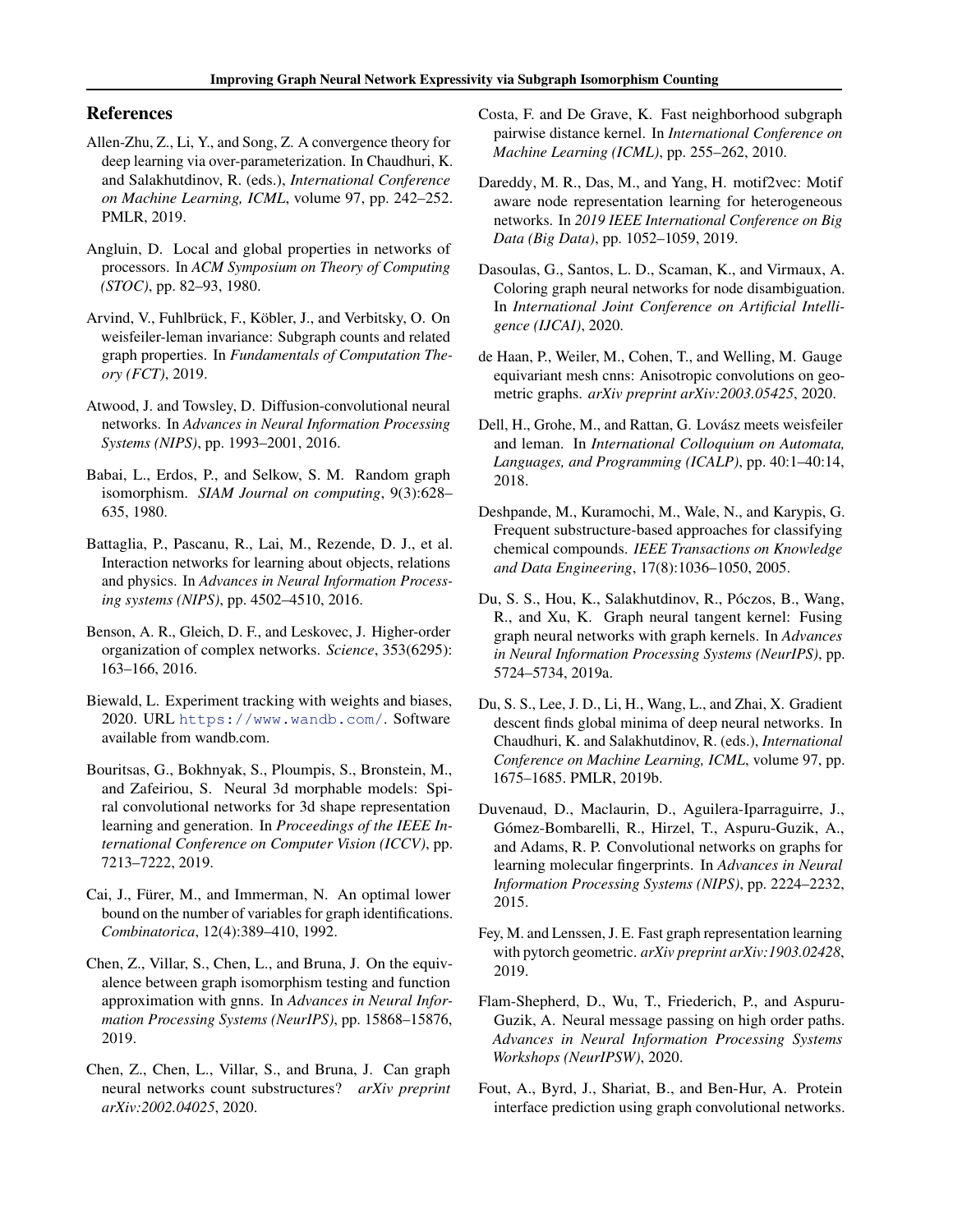## References

Allen-Zhu, Z., Li, Y., and Song, Z. A convergence theory for deep learning via over-parameterization. In Chaudhuri, K. and Salakhutdinov, R. (eds.), *International Conference on Machine Learning, ICML*, volume 97, pp. 242–252. PMLR, 2019.

Angluin, D. Local and global properties in networks of processors. In *ACM Symposium on Theory of Computing (STOC)*, pp. 82–93, 1980.

Arvind, V., Fuhlbrück, F., Köbler, J., and Verbitsky, O. On weisfeiler-leman invariance: Subgraph counts and related graph properties. In *Fundamentals of Computation Theory (FCT)*, 2019.

Atwood, J. and Towsley, D. Diffusion-convolutional neural networks. In *Advances in Neural Information Processing Systems (NIPS)*, pp. 1993–2001, 2016.

Babai, L., Erdos, P., and Selkow, S. M. Random graph isomorphism. *SIAM Journal on computing*, 9(3):628–635, 1980.

Battaglia, P., Pascanu, R., Lai, M., Rezende, D. J., et al. Interaction networks for learning about objects, relations and physics. In *Advances in Neural Information Processing systems (NIPS)*, pp. 4502–4510, 2016.

Benson, A. R., Gleich, D. F., and Leskovec, J. Higher-order organization of complex networks. *Science*, 353(6295): 163–166, 2016.

Biewald, L. Experiment tracking with weights and biases, 2020. URL https://www.wandb.com/. Software available from wandb.com.

Bouritsas, G., Bokhnyak, S., Ploumpis, S., Bronstein, M., and Zafeiriou, S. Neural 3d morphable models: Spiral convolutional networks for 3d shape representation learning and generation. In *Proceedings of the IEEE International Conference on Computer Vision (ICCV)*, pp. 7213–7222, 2019.

Cai, J., Fürer, M., and Immerman, N. An optimal lower bound on the number of variables for graph identifications. *Combinatorica*, 12(4):389–410, 1992.

Chen, Z., Villar, S., Chen, L., and Bruna, J. On the equivalence between graph isomorphism testing and function approximation with gnns. In *Advances in Neural Information Processing Systems (NeurIPS)*, pp. 15868–15876, 2019.

Chen, Z., Chen, L., Villar, S., and Bruna, J. Can graph neural networks count substructures? *arXiv preprint arXiv:2002.04025*, 2020.

Costa, F. and De Grave, K. Fast neighborhood subgraph pairwise distance kernel. In *International Conference on Machine Learning (ICML)*, pp. 255–262, 2010.

Dareddy, M. R., Das, M., and Yang, H. motif2vec: Motif aware node representation learning for heterogeneous networks. In *2019 IEEE International Conference on Big Data (Big Data)*, pp. 1052–1059, 2019.

Dasoulas, G., Santos, L. D., Scaman, K., and Virmaux, A. Coloring graph neural networks for node disambiguation. In *International Joint Conference on Artificial Intelligence (IJCAI)*, 2020.

de Haan, P., Weiler, M., Cohen, T., and Welling, M. Gauge equivariant mesh cnns: Anisotropic convolutions on geometric graphs. *arXiv preprint arXiv:2003.05425*, 2020.

Dell, H., Grohe, M., and Rattan, G. Lovász meets weisfeiler and leman. In *International Colloquium on Automata, Languages, and Programming (ICALP)*, pp. 40:1–40:14, 2018.

Deshpande, M., Kuramochi, M., Wale, N., and Karypis, G. Frequent substructure-based approaches for classifying chemical compounds. *IEEE Transactions on Knowledge and Data Engineering*, 17(8):1036–1050, 2005.

Du, S. S., Hou, K., Salakhutdinov, R., Póczos, B., Wang, R., and Xu, K. Graph neural tangent kernel: Fusing graph neural networks with graph kernels. In *Advances in Neural Information Processing Systems (NeurIPS)*, pp. 5724–5734, 2019a.

Du, S. S., Lee, J. D., Li, H., Wang, L., and Zhai, X. Gradient descent finds global minima of deep neural networks. In Chaudhuri, K. and Salakhutdinov, R. (eds.), *International Conference on Machine Learning, ICML*, volume 97, pp. 1675–1685. PMLR, 2019b.

Duvenaud, D., Maclaurin, D., Aguilera-Iparraguirre, J., Gómez-Bombarelli, R., Hirzel, T., Aspuru-Guzik, A., and Adams, R. P. Convolutional networks on graphs for learning molecular fingerprints. In *Advances in Neural Information Processing Systems (NIPS)*, pp. 2224–2232, 2015.

Fey, M. and Lenssen, J. E. Fast graph representation learning with pytorch geometric. *arXiv preprint arXiv:1903.02428*, 2019.

Flam-Shepherd, D., Wu, T., Friederich, P., and Aspuru-Guzik, A. Neural message passing on high order paths. *Advances in Neural Information Processing Systems Workshops (NeurIPSW)*, 2020.

Fout, A., Byrd, J., Shariat, B., and Ben-Hur, A. Protein interface prediction using graph convolutional networks.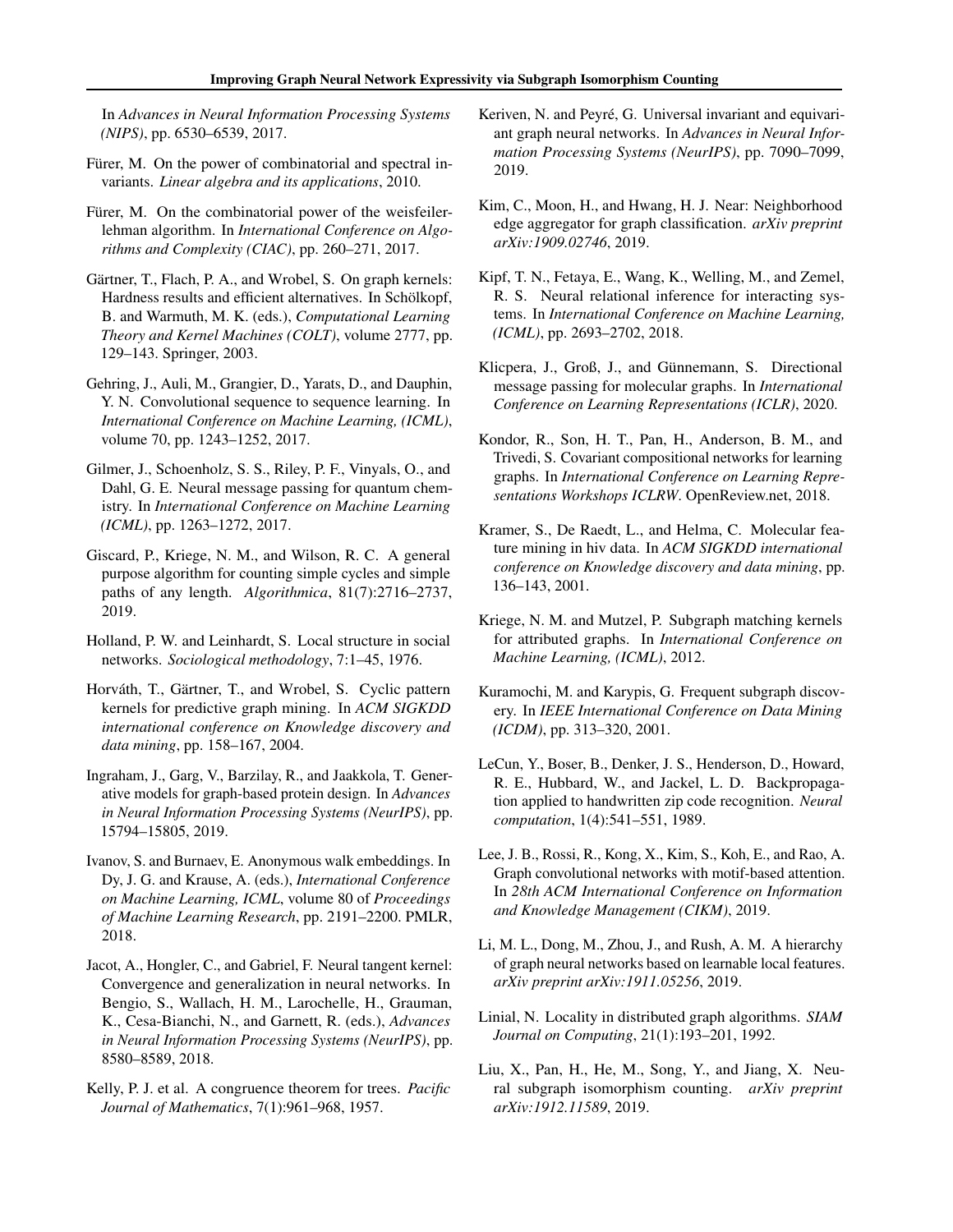In *Advances in Neural Information Processing Systems (NIPS)*, pp. 6530–6539, 2017.

Fürer, M. On the power of combinatorial and spectral invariants. *Linear algebra and its applications*, 2010.

Fürer, M. On the combinatorial power of the weisfeiler-lehman algorithm. In *International Conference on Algorithms and Complexity (CIAC)*, pp. 260–271, 2017.

Gärtner, T., Flach, P. A., and Wrobel, S. On graph kernels: Hardness results and efficient alternatives. In Schölkopf, B. and Warmuth, M. K. (eds.), *Computational Learning Theory and Kernel Machines (COLT)*, volume 2777, pp. 129–143. Springer, 2003.

Gehring, J., Auli, M., Grangier, D., Yarats, D., and Dauphin, Y. N. Convolutional sequence to sequence learning. In *International Conference on Machine Learning, (ICML)*, volume 70, pp. 1243–1252, 2017.

Gilmer, J., Schoenholz, S. S., Riley, P. F., Vinyals, O., and Dahl, G. E. Neural message passing for quantum chemistry. In *International Conference on Machine Learning (ICML)*, pp. 1263–1272, 2017.

Giscard, P., Kriege, N. M., and Wilson, R. C. A general purpose algorithm for counting simple cycles and simple paths of any length. *Algorithmica*, 81(7):2716–2737, 2019.

Holland, P. W. and Leinhardt, S. Local structure in social networks. *Sociological methodology*, 7:1–45, 1976.

Horváth, T., Gärtner, T., and Wrobel, S. Cyclic pattern kernels for predictive graph mining. In *ACM SIGKDD international conference on Knowledge discovery and data mining*, pp. 158–167, 2004.

Ingraham, J., Garg, V., Barzilay, R., and Jaakkola, T. Generative models for graph-based protein design. In *Advances in Neural Information Processing Systems (NeurIPS)*, pp. 15794–15805, 2019.

Ivanov, S. and Burnaev, E. Anonymous walk embeddings. In Dy, J. G. and Krause, A. (eds.), *International Conference on Machine Learning, ICML*, volume 80 of *Proceedings of Machine Learning Research*, pp. 2191–2200. PMLR, 2018.

Jacot, A., Hongler, C., and Gabriel, F. Neural tangent kernel: Convergence and generalization in neural networks. In Bengio, S., Wallach, H. M., Larochelle, H., Grauman, K., Cesa-Bianchi, N., and Garnett, R. (eds.), *Advances in Neural Information Processing Systems (NeurIPS)*, pp. 8580–8589, 2018.

Kelly, P. J. et al. A congruence theorem for trees. *Pacific Journal of Mathematics*, 7(1):961–968, 1957.

Keriven, N. and Peyré, G. Universal invariant and equivariant graph neural networks. In *Advances in Neural Information Processing Systems (NeurIPS)*, pp. 7090–7099, 2019.

Kim, C., Moon, H., and Hwang, H. J. Near: Neighborhood edge aggregator for graph classification. *arXiv preprint arXiv:1909.02746*, 2019.

Kipf, T. N., Fetaya, E., Wang, K., Welling, M., and Zemel, R. S. Neural relational inference for interacting systems. In *International Conference on Machine Learning, (ICML)*, pp. 2693–2702, 2018.

Klicpera, J., Groß, J., and Günnemann, S. Directional message passing for molecular graphs. In *International Conference on Learning Representations (ICLR)*, 2020.

Kondor, R., Son, H. T., Pan, H., Anderson, B. M., and Trivedi, S. Covariant compositional networks for learning graphs. In *International Conference on Learning Representations Workshops ICLRW*. OpenReview.net, 2018.

Kramer, S., De Raedt, L., and Helma, C. Molecular feature mining in hiv data. In *ACM SIGKDD international conference on Knowledge discovery and data mining*, pp. 136–143, 2001.

Kriege, N. M. and Mutzel, P. Subgraph matching kernels for attributed graphs. In *International Conference on Machine Learning, (ICML)*, 2012.

Kuramochi, M. and Karypis, G. Frequent subgraph discovery. In *IEEE International Conference on Data Mining (ICDM)*, pp. 313–320, 2001.

LeCun, Y., Boser, B., Denker, J. S., Henderson, D., Howard, R. E., Hubbard, W., and Jackel, L. D. Backpropagation applied to handwritten zip code recognition. *Neural computation*, 1(4):541–551, 1989.

Lee, J. B., Rossi, R., Kong, X., Kim, S., Koh, E., and Rao, A. Graph convolutional networks with motif-based attention. In *28th ACM International Conference on Information and Knowledge Management (CIKM)*, 2019.

Li, M. L., Dong, M., Zhou, J., and Rush, A. M. A hierarchy of graph neural networks based on learnable local features. *arXiv preprint arXiv:1911.05256*, 2019.

Linial, N. Locality in distributed graph algorithms. *SIAM Journal on Computing*, 21(1):193–201, 1992.

Liu, X., Pan, H., He, M., Song, Y., and Jiang, X. Neural subgraph isomorphism counting. *arXiv preprint arXiv:1912.11589*, 2019.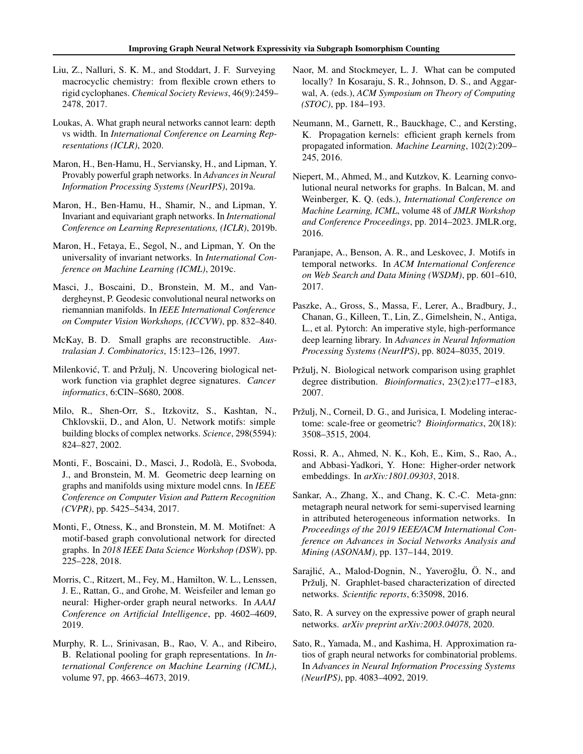Liu, Z., Nalluri, S. K. M., and Stoddart, J. F. Surveying macrocyclic chemistry: from flexible crown ethers to rigid cyclophanes. *Chemical Society Reviews*, 46(9):2459–2478, 2017.

Loukas, A. What graph neural networks cannot learn: depth vs width. In *International Conference on Learning Representations (ICLR)*, 2020.

Maron, H., Ben-Hamu, H., Serviansky, H., and Lipman, Y. Provably powerful graph networks. In *Advances in Neural Information Processing Systems (NeurIPS)*, 2019a.

Maron, H., Ben-Hamu, H., Shamir, N., and Lipman, Y. Invariant and equivariant graph networks. In *International Conference on Learning Representations, (ICLR)*, 2019b.

Maron, H., Fetaya, E., Segol, N., and Lipman, Y. On the universality of invariant networks. In *International Conference on Machine Learning (ICML)*, 2019c.

Masci, J., Boscaini, D., Bronstein, M. M., and Vandergheynst, P. Geodesic convolutional neural networks on riemannian manifolds. In *IEEE International Conference on Computer Vision Workshops, (ICCVW)*, pp. 832–840.

McKay, B. D. Small graphs are reconstructible. *Australasian J. Combinatorics*, 15:123–126, 1997.

Milenković, T. and Pržulj, N. Uncovering biological network function via graphlet degree signatures. *Cancer informatics*, 6:CIN–S680, 2008.

Milo, R., Shen-Orr, S., Itzkovitz, S., Kashtan, N., Chklovskii, D., and Alon, U. Network motifs: simple building blocks of complex networks. *Science*, 298(5594):824–827, 2002.

Monti, F., Boscaini, D., Masci, J., Rodolà, E., Svoboda, J., and Bronstein, M. M. Geometric deep learning on graphs and manifolds using mixture model cnns. In *IEEE Conference on Computer Vision and Pattern Recognition (CVPR)*, pp. 5425–5434, 2017.

Monti, F., Otness, K., and Bronstein, M. M. Motifnet: A motif-based graph convolutional network for directed graphs. In *2018 IEEE Data Science Workshop (DSW)*, pp. 225–228, 2018.

Morris, C., Ritzert, M., Fey, M., Hamilton, W. L., Lenssen, J. E., Rattan, G., and Grohe, M. Weisfeiler and leman go neural: Higher-order graph neural networks. In *AAAI Conference on Artificial Intelligence*, pp. 4602–4609, 2019.

Murphy, R. L., Srinivasan, B., Rao, V. A., and Ribeiro, B. Relational pooling for graph representations. In *International Conference on Machine Learning (ICML)*, volume 97, pp. 4663–4673, 2019.

Naor, M. and Stockmeyer, L. J. What can be computed locally? In Kosaraju, S. R., Johnson, D. S., and Aggarwal, A. (eds.), *ACM Symposium on Theory of Computing (STOC)*, pp. 184–193.

Neumann, M., Garnett, R., Bauckhage, C., and Kersting, K. Propagation kernels: efficient graph kernels from propagated information. *Machine Learning*, 102(2):209–245, 2016.

Niepert, M., Ahmed, M., and Kutzkov, K. Learning convolutional neural networks for graphs. In Balcan, M. and Weinberger, K. Q. (eds.), *International Conference on Machine Learning, ICML*, volume 48 of *JMLR Workshop and Conference Proceedings*, pp. 2014–2023. JMLR.org, 2016.

Paranjape, A., Benson, A. R., and Leskovec, J. Motifs in temporal networks. In *ACM International Conference on Web Search and Data Mining (WSDM)*, pp. 601–610, 2017.

Paszke, A., Gross, S., Massa, F., Lerer, A., Bradbury, J., Chanan, G., Killeen, T., Lin, Z., Gimelshein, N., Antiga, L., et al. Pytorch: An imperative style, high-performance deep learning library. In *Advances in Neural Information Processing Systems (NeurIPS)*, pp. 8024–8035, 2019.

Pržulj, N. Biological network comparison using graphlet degree distribution. *Bioinformatics*, 23(2):e177–e183, 2007.

Pržulj, N., Corneil, D. G., and Jurisica, I. Modeling interactome: scale-free or geometric? *Bioinformatics*, 20(18):3508–3515, 2004.

Rossi, R. A., Ahmed, N. K., Koh, E., Kim, S., Rao, A., and Abbasi-Yadkori, Y. Hone: Higher-order network embeddings. In *arXiv:1801.09303*, 2018.

Sankar, A., Zhang, X., and Chang, K. C.-C. Meta-gnn: metagraph neural network for semi-supervised learning in attributed heterogeneous information networks. In *Proceedings of the 2019 IEEE/ACM International Conference on Advances in Social Networks Analysis and Mining (ASONAM)*, pp. 137–144, 2019.

Sarajlić, A., Malod-Dognin, N., Yaveroğlu, Ö. N., and Pržulj, N. Graphlet-based characterization of directed networks. *Scientific reports*, 6:35098, 2016.

Sato, R. A survey on the expressive power of graph neural networks. *arXiv preprint arXiv:2003.04078*, 2020.

Sato, R., Yamada, M., and Kashima, H. Approximation ratios of graph neural networks for combinatorial problems. In *Advances in Neural Information Processing Systems (NeurIPS)*, pp. 4083–4092, 2019.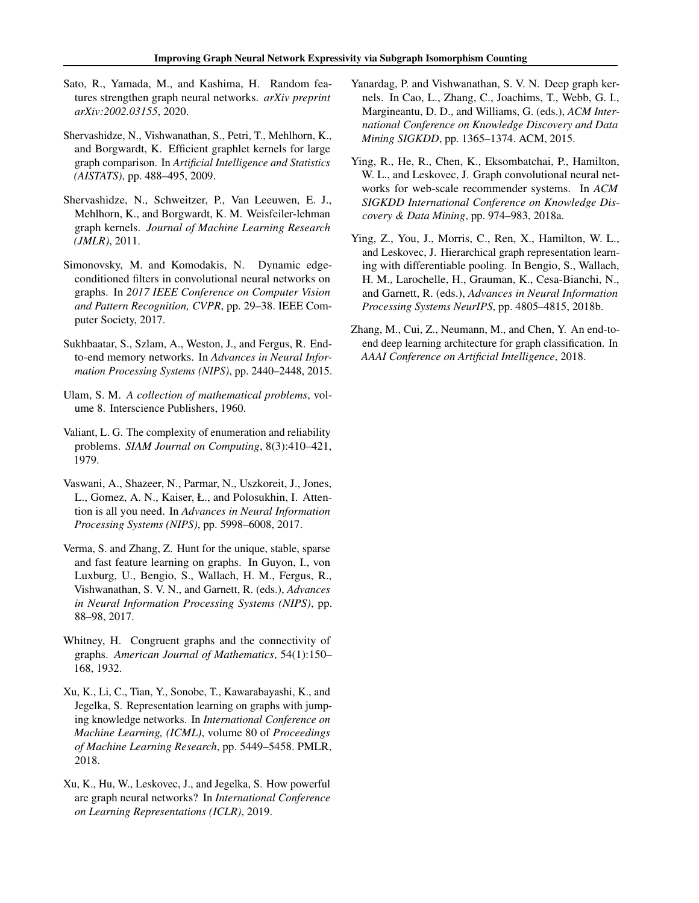Sato, R., Yamada, M., and Kashima, H. Random features strengthen graph neural networks. *arXiv preprint arXiv:2002.03155*, 2020.

Shervashidze, N., Vishwanathan, S., Petri, T., Mehlhorn, K., and Borgwardt, K. Efficient graphlet kernels for large graph comparison. In *Artificial Intelligence and Statistics (AISTATS)*, pp. 488–495, 2009.

Shervashidze, N., Schweitzer, P., Van Leeuwen, E. J., Mehlhorn, K., and Borgwardt, K. M. Weisfeiler-lehman graph kernels. *Journal of Machine Learning Research (JMLR)*, 2011.

Simonovsky, M. and Komodakis, N. Dynamic edge-conditioned filters in convolutional neural networks on graphs. In *2017 IEEE Conference on Computer Vision and Pattern Recognition, CVPR*, pp. 29–38. IEEE Computer Society, 2017.

Sukhbaatar, S., Szlam, A., Weston, J., and Fergus, R. End-to-end memory networks. In *Advances in Neural Information Processing Systems (NIPS)*, pp. 2440–2448, 2015.

Ulam, S. M. *A collection of mathematical problems*, volume 8. Interscience Publishers, 1960.

Valiant, L. G. The complexity of enumeration and reliability problems. *SIAM Journal on Computing*, 8(3):410–421, 1979.

Vaswani, A., Shazeer, N., Parmar, N., Uszkoreit, J., Jones, L., Gomez, A. N., Kaiser, Ł., and Polosukhin, I. Attention is all you need. In *Advances in Neural Information Processing Systems (NIPS)*, pp. 5998–6008, 2017.

Verma, S. and Zhang, Z. Hunt for the unique, stable, sparse and fast feature learning on graphs. In Guyon, I., von Luxburg, U., Bengio, S., Wallach, H. M., Fergus, R., Vishwanathan, S. V. N., and Garnett, R. (eds.), *Advances in Neural Information Processing Systems (NIPS)*, pp. 88–98, 2017.

Whitney, H. Congruent graphs and the connectivity of graphs. *American Journal of Mathematics*, 54(1):150–168, 1932.

Xu, K., Li, C., Tian, Y., Sonobe, T., Kawarabayashi, K., and Jegelka, S. Representation learning on graphs with jumping knowledge networks. In *International Conference on Machine Learning, (ICML)*, volume 80 of *Proceedings of Machine Learning Research*, pp. 5449–5458. PMLR, 2018.

Xu, K., Hu, W., Leskovec, J., and Jegelka, S. How powerful are graph neural networks? In *International Conference on Learning Representations (ICLR)*, 2019.

Yanardag, P. and Vishwanathan, S. V. N. Deep graph kernels. In Cao, L., Zhang, C., Joachims, T., Webb, G. I., Margineantu, D. D., and Williams, G. (eds.), *ACM International Conference on Knowledge Discovery and Data Mining SIGKDD*, pp. 1365–1374. ACM, 2015.

Ying, R., He, R., Chen, K., Eksombatchai, P., Hamilton, W. L., and Leskovec, J. Graph convolutional neural networks for web-scale recommender systems. In *ACM SIGKDD International Conference on Knowledge Discovery & Data Mining*, pp. 974–983, 2018a.

Ying, Z., You, J., Morris, C., Ren, X., Hamilton, W. L., and Leskovec, J. Hierarchical graph representation learning with differentiable pooling. In Bengio, S., Wallach, H. M., Larochelle, H., Grauman, K., Cesa-Bianchi, N., and Garnett, R. (eds.), *Advances in Neural Information Processing Systems NeurIPS*, pp. 4805–4815, 2018b.

Zhang, M., Cui, Z., Neumann, M., and Chen, Y. An end-to-end deep learning architecture for graph classification. In *AAAI Conference on Artificial Intelligence*, 2018.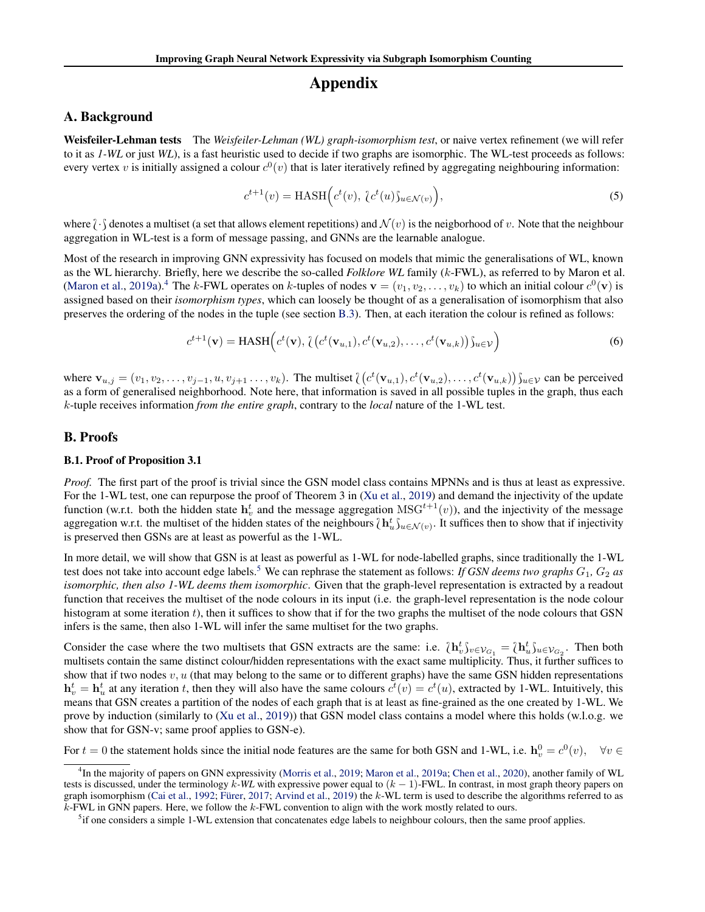# Appendix

## A. Background

**Weisfeiler-Lehman tests** The *Weisfeiler-Lehman (WL) graph-isomorphism test*, or naive vertex refinement (we will refer to it as *1-WL* or just *WL*), is a fast heuristic used to decide if two graphs are isomorphic. The WL-test proceeds as follows: every vertex $v$ is initially assigned a colour $c^0(v)$ that is later iteratively refined by aggregating neighbouring information:

$$c^{t+1}(v) = \mathrm{HASH}\Big(c^t(v),\ \{\!\!\{ c^t(u) \}\!\!\}_{u \in \mathcal{N}(v)}\Big), \tag{5}$$

where $\{\!\!\{ \cdot \}\!\!\}$ denotes a multiset (a set that allows element repetitions) and $\mathcal{N}(v)$ is the neigborhood of $v$. Note that the neighbour aggregation in WL-test is a form of message passing, and GNNs are the learnable analogue.

Most of the research in improving GNN expressivity has focused on models that mimic the generalisations of WL, known as the WL hierarchy. Briefly, here we describe the so-called *Folklore WL* family ($k$-FWL), as referred to by Maron et al. (Maron et al., 2019a).[4] The $k$-FWL operates on $k$-tuples of nodes $\mathbf{v} = (v_1, v_2, \dots, v_k)$ to which an initial colour $c^0(\mathbf{v})$ is assigned based on their *isomorphism types*, which can loosely be thought of as a generalisation of isomorphism that also preserves the ordering of the nodes in the tuple (see section B.3). Then, at each iteration the colour is refined as follows:

$$c^{t+1}(\mathbf{v}) = \mathrm{HASH}\Big(c^t(\mathbf{v}),\ \{\!\!\{ \big(c^t(\mathbf{v}_{u,1}), c^t(\mathbf{v}_{u,2}), \dots, c^t(\mathbf{v}_{u,k})\big) \}\!\!\}_{u \in \mathcal{V}}\Big) \tag{6}$$

where $\mathbf{v}_{u,j} = (v_1, v_2, \dots, v_{j-1}, u, v_{j+1} \dots, v_k)$. The multiset $\{\!\!\{ \big(c^t(\mathbf{v}_{u,1}), c^t(\mathbf{v}_{u,2}), \dots, c^t(\mathbf{v}_{u,k})\big) \}\!\!\}_{u \in \mathcal{V}}$ can be perceived as a form of generalised neighborhood. Note here, that information is saved in all possible tuples in the graph, thus each $k$-tuple receives information *from the entire graph*, contrary to the *local* nature of the 1-WL test.

## B. Proofs

### B.1. Proof of Proposition 3.1

*Proof.* The first part of the proof is trivial since the GSN model class contains MPNNs and is thus at least as expressive. For the 1-WL test, one can repurpose the proof of Theorem 3 in (Xu et al., 2019) and demand the injectivity of the update function (w.r.t. both the hidden state $\mathbf{h}_v^t$ and the message aggregation $\mathrm{MSG}^{t+1}(v)$), and the injectivity of the message aggregation w.r.t. the multiset of the hidden states of the neighbours $\{\!\!\{ \mathbf{h}_u^t \}\!\!\}_{u \in \mathcal{N}(v)}$. It suffices then to show that if injectivity is preserved then GSNs are at least as powerful as the 1-WL.

In more detail, we will show that GSN is at least as powerful as 1-WL for node-labelled graphs, since traditionally the 1-WL test does not take into account edge labels.[5] We can rephrase the statement as follows: *If GSN deems two graphs $G_1$, $G_2$ as isomorphic, then also 1-WL deems them isomorphic*. Given that the graph-level representation is extracted by a readout function that receives the multiset of the node colours in its input (i.e. the graph-level representation is the node colour histogram at some iteration $t$), then it suffices to show that if for the two graphs the multiset of the node colours that GSN infers is the same, then also 1-WL will infer the same multiset for the two graphs.

Consider the case where the two multisets that GSN extracts are the same: i.e. $\{\!\!\{ \mathbf{h}_v^t \}\!\!\}_{v \in \mathcal{V}_{G_1}} = \{\!\!\{ \mathbf{h}_u^t \}\!\!\}_{u \in \mathcal{V}_{G_2}}$. Then both multisets contain the same distinct colour/hidden representations with the exact same multiplicity. Thus, it further suffices to show that if two nodes $v, u$ (that may belong to the same or to different graphs) have the same GSN hidden representations $\mathbf{h}_v^t = \mathbf{h}_u^t$ at any iteration $t$, then they will also have the same colours $c^t(v) = c^t(u)$, extracted by 1-WL. Intuitively, this means that GSN creates a partition of the nodes of each graph that is at least as fine-grained as the one created by 1-WL. We prove by induction (similarly to (Xu et al., 2019)) that GSN model class contains a model where this holds (w.l.o.g. we show that for GSN-v; same proof applies to GSN-e).

For $t = 0$ the statement holds since the initial node features are the same for both GSN and 1-WL, i.e. $\mathbf{h}_v^0 = c^0(v), \quad \forall v \in$

---

[4] In the majority of papers on GNN expressivity (Morris et al., 2019; Maron et al., 2019a; Chen et al., 2020), another family of WL tests is discussed, under the terminology $k$-*WL* with expressive power equal to $(k-1)$-FWL. In contrast, in most graph theory papers on graph isomorphism (Cai et al., 1992; Fürer, 2017; Arvind et al., 2019) the $k$-WL term is used to describe the algorithms referred to as $k$-FWL in GNN papers. Here, we follow the $k$-FWL convention to align with the work mostly related to ours.

[5] if one considers a simple 1-WL extension that concatenates edge labels to neighbour colours, then the same proof applies.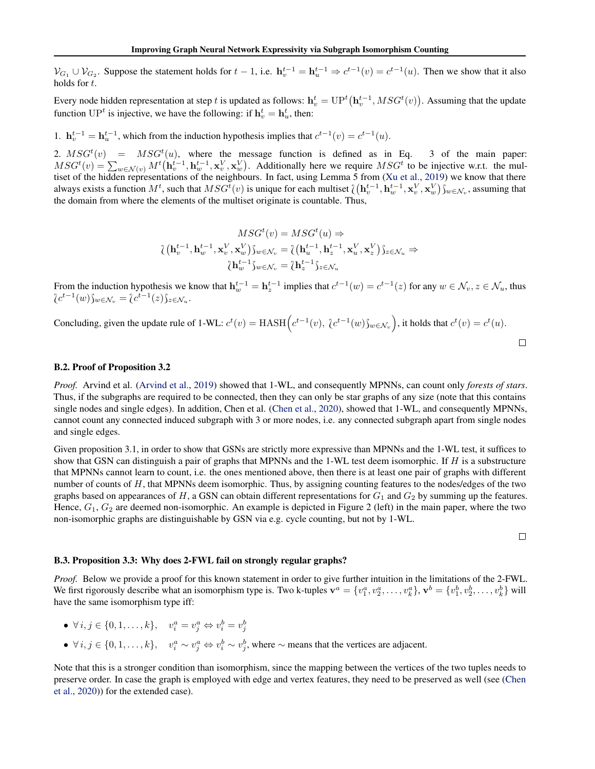$\mathcal{V}_{G_1} \cup \mathcal{V}_{G_2}$. Suppose the statement holds for $t-1$, i.e. $\mathbf{h}_v^{t-1} = \mathbf{h}_u^{t-1} \Rightarrow c^{t-1}(v) = c^{t-1}(u)$. Then we show that it also holds for $t$.

Every node hidden representation at step $t$ is updated as follows: $\mathbf{h}_v^t = \mathrm{UP}^t\big(\mathbf{h}_v^{t-1}, MSG^t(v)\big)$. Assuming that the update function $\mathrm{UP}^t$ is injective, we have the following: if $\mathbf{h}_v^t = \mathbf{h}_u^t$, then:

1. $\mathbf{h}_v^{t-1} = \mathbf{h}_u^{t-1}$, which from the induction hypothesis implies that $c^{t-1}(v) = c^{t-1}(u)$.

2. $MSG^t(v) = MSG^t(u)$, where the message function is defined as in Eq. 3 of the main paper: $MSG^t(v) = \sum_{w \in \mathcal{N}(v)} M^t\big(\mathbf{h}_v^{t-1}, \mathbf{h}_w^{t-1}, \mathbf{x}_v^V, \mathbf{x}_w^V\big)$. Additionally here we require $MSG^t$ to be injective w.r.t. the multiset of the hidden representations of the neighbours. In fact, using Lemma 5 from (Xu et al., 2019) we know that there always exists a function $M^t$, such that $MSG^t(v)$ is unique for each multiset $\{\!\!\{\big(\mathbf{h}_v^{t-1}, \mathbf{h}_w^{t-1}, \mathbf{x}_v^V, \mathbf{x}_w^V\big)\}\!\!\}_{w \in \mathcal{N}_v}$, assuming that the domain from where the elements of the multiset originate is countable. Thus,

$$
\begin{gathered}
MSG^t(v) = MSG^t(u) \Rightarrow \\
\{\!\!\{\big(\mathbf{h}_v^{t-1}, \mathbf{h}_w^{t-1}, \mathbf{x}_v^V, \mathbf{x}_w^V\big)\}\!\!\}_{w \in \mathcal{N}_v} = \{\!\!\{\big(\mathbf{h}_u^{t-1}, \mathbf{h}_z^{t-1}, \mathbf{x}_u^V, \mathbf{x}_z^V\big)\}\!\!\}_{z \in \mathcal{N}_u} \Rightarrow \\
\{\!\!\{\mathbf{h}_w^{t-1}\}\!\!\}_{w \in \mathcal{N}_v} = \{\!\!\{\mathbf{h}_z^{t-1}\}\!\!\}_{z \in \mathcal{N}_u}
\end{gathered}
$$

From the induction hypothesis we know that $\mathbf{h}_w^{t-1} = \mathbf{h}_z^{t-1}$ implies that $c^{t-1}(w) = c^{t-1}(z)$ for any $w \in \mathcal{N}_v, z \in \mathcal{N}_u$, thus $\{\!\!\{c^{t-1}(w)\}\!\!\}_{w \in \mathcal{N}_v} = \{\!\!\{c^{t-1}(z)\}\!\!\}_{z \in \mathcal{N}_u}$.

Concluding, given the update rule of 1-WL: $c^t(v) = \mathrm{HASH}\Big(c^{t-1}(v),\ \{\!\!\{c^{t-1}(w)\}\!\!\}_{w \in \mathcal{N}_v}\Big)$, it holds that $c^t(v) = c^t(u)$.

∎

### B.2. Proof of Proposition 3.2

*Proof.* Arvind et al. (Arvind et al., 2019) showed that 1-WL, and consequently MPNNs, can count only *forests of stars*. Thus, if the subgraphs are required to be connected, then they can only be star graphs of any size (note that this contains single nodes and single edges). In addition, Chen et al. (Chen et al., 2020), showed that 1-WL, and consequently MPNNs, cannot count any connected induced subgraph with 3 or more nodes, i.e. any connected subgraph apart from single nodes and single edges.

Given proposition 3.1, in order to show that GSNs are strictly more expressive than MPNNs and the 1-WL test, it suffices to show that GSN can distinguish a pair of graphs that MPNNs and the 1-WL test deem isomorphic. If $H$ is a substructure that MPNNs cannot learn to count, i.e. the ones mentioned above, then there is at least one pair of graphs with different number of counts of $H$, that MPNNs deem isomorphic. Thus, by assigning counting features to the nodes/edges of the two graphs based on appearances of $H$, a GSN can obtain different representations for $G_1$ and $G_2$ by summing up the features. Hence, $G_1$, $G_2$ are deemed non-isomorphic. An example is depicted in Figure 2 (left) in the main paper, where the two non-isomorphic graphs are distinguishable by GSN via e.g. cycle counting, but not by 1-WL.

∎

### B.3. Proposition 3.3: Why does 2-FWL fail on strongly regular graphs?

*Proof.* Below we provide a proof for this known statement in order to give further intuition in the limitations of the 2-FWL. We first rigorously describe what an isomorphism type is. Two k-tuples $\mathbf{v}^a = \{v_1^a, v_2^a, \ldots, v_k^a\}$, $\mathbf{v}^b = \{v_1^b, v_2^b, \ldots, v_k^b\}$ will have the same isomorphism type iff:

- $\forall\, i, j \in \{0, 1, \ldots, k\}, \quad v_i^a = v_j^a \Leftrightarrow v_i^b = v_j^b$
- $\forall\, i, j \in \{0, 1, \ldots, k\}, \quad v_i^a \sim v_j^a \Leftrightarrow v_i^b \sim v_j^b$, where $\sim$ means that the vertices are adjacent.

Note that this is a stronger condition than isomorphism, since the mapping between the vertices of the two tuples needs to preserve order. In case the graph is employed with edge and vertex features, they need to be preserved as well (see (Chen et al., 2020)) for the extended case).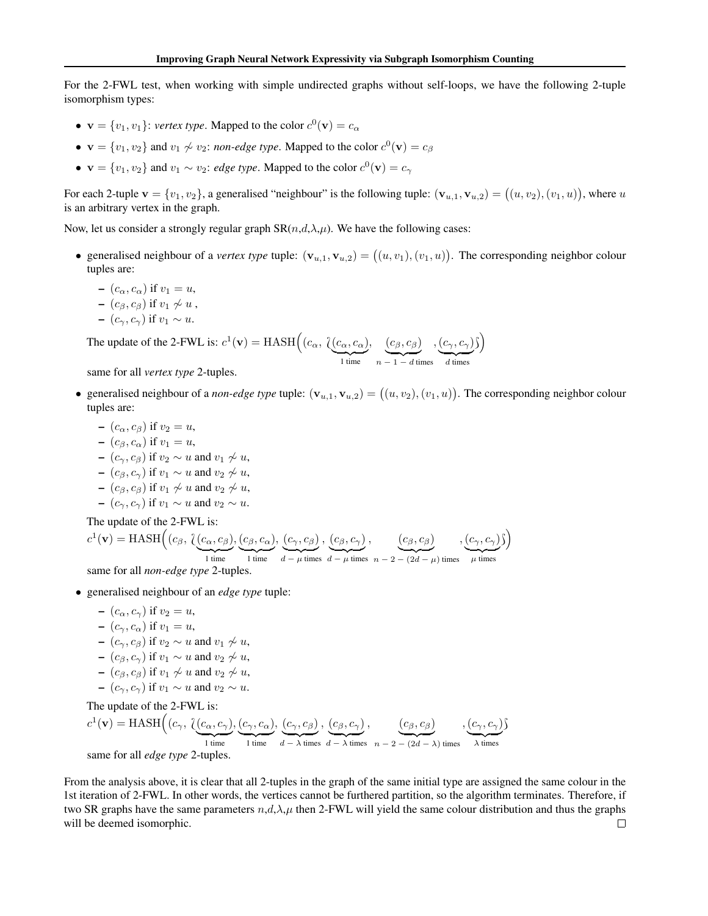For the 2-FWL test, when working with simple undirected graphs without self-loops, we have the following 2-tuple isomorphism types:

- $\mathbf{v} = \{v_1, v_1\}$: *vertex type*. Mapped to the color $c^0(\mathbf{v}) = c_\alpha$
- $\mathbf{v} = \{v_1, v_2\}$ and $v_1 \not\sim v_2$: *non-edge type*. Mapped to the color $c^0(\mathbf{v}) = c_\beta$
- $\mathbf{v} = \{v_1, v_2\}$ and $v_1 \sim v_2$: *edge type*. Mapped to the color $c^0(\mathbf{v}) = c_\gamma$

For each 2-tuple $\mathbf{v} = \{v_1, v_2\}$, a generalised "neighbour" is the following tuple: $(\mathbf{v}_{u,1}, \mathbf{v}_{u,2}) = \big((u, v_2), (v_1, u)\big)$, where $u$ is an arbitrary vertex in the graph.

Now, let us consider a strongly regular graph SR($n$,$d$,$\lambda$,$\mu$). We have the following cases:

- generalised neighbour of a *vertex type* tuple: $(\mathbf{v}_{u,1}, \mathbf{v}_{u,2}) = \big((u, v_1), (v_1, u)\big)$. The corresponding neighbor colour tuples are:
  - $(c_\alpha, c_\alpha)$ if $v_1 = u$,
  - $(c_\beta, c_\beta)$ if $v_1 \not\sim u$ ,
  - $(c_\gamma, c_\gamma)$ if $v_1 \sim u$.

  The update of the 2-FWL is: $c^1(\mathbf{v}) = \text{HASH}\Big((c_\alpha, \{\!\!\{ \underbrace{(c_\alpha, c_\alpha)}_{1 \text{ time}}, \underbrace{(c_\beta, c_\beta)}_{n-1-d \text{ times}}, \underbrace{(c_\gamma, c_\gamma)}_{d \text{ times}} \}\!\!\}\Big)$

  same for all *vertex type* 2-tuples.

- generalised neighbour of a *non-edge type* tuple: $(\mathbf{v}_{u,1}, \mathbf{v}_{u,2}) = \big((u, v_2), (v_1, u)\big)$. The corresponding neighbor colour tuples are:
  - $(c_\alpha, c_\beta)$ if $v_2 = u$,
  - $(c_\beta, c_\alpha)$ if $v_1 = u$,
  - $(c_\gamma, c_\beta)$ if $v_2 \sim u$ and $v_1 \not\sim u$,
  - $(c_\beta, c_\gamma)$ if $v_1 \sim u$ and $v_2 \not\sim u$,
  - $(c_\beta, c_\beta)$ if $v_1 \not\sim u$ and $v_2 \not\sim u$,
  - $(c_\gamma, c_\gamma)$ if $v_1 \sim u$ and $v_2 \sim u$.

  The update of the 2-FWL is:

  $$c^1(\mathbf{v}) = \text{HASH}\Big((c_\beta, \{\!\!\{ \underbrace{(c_\alpha, c_\beta)}_{1 \text{ time}}, \underbrace{(c_\beta, c_\alpha)}_{1 \text{ time}}, \underbrace{(c_\gamma, c_\beta)}_{d-\mu \text{ times}}, \underbrace{(c_\beta, c_\gamma)}_{d-\mu \text{ times}}, \underbrace{(c_\beta, c_\beta)}_{n-2-(2d-\mu) \text{ times}}, \underbrace{(c_\gamma, c_\gamma)}_{\mu \text{ times}} \}\!\!\}\Big)$$

  same for all *non-edge type* 2-tuples.

- generalised neighbour of an *edge type* tuple:
  - $(c_\alpha, c_\gamma)$ if $v_2 = u$,
  - $(c_\gamma, c_\alpha)$ if $v_1 = u$,
  - $(c_\gamma, c_\beta)$ if $v_2 \sim u$ and $v_1 \not\sim u$,
  - $(c_\beta, c_\gamma)$ if $v_1 \sim u$ and $v_2 \not\sim u$,
  - $(c_\beta, c_\beta)$ if $v_1 \not\sim u$ and $v_2 \not\sim u$,
  - $(c_\gamma, c_\gamma)$ if $v_1 \sim u$ and $v_2 \sim u$.

  The update of the 2-FWL is:

  $$c^1(\mathbf{v}) = \text{HASH}\Big((c_\gamma, \{\!\!\{ \underbrace{(c_\alpha, c_\gamma)}_{1 \text{ time}}, \underbrace{(c_\gamma, c_\alpha)}_{1 \text{ time}}, \underbrace{(c_\gamma, c_\beta)}_{d-\lambda \text{ times}}, \underbrace{(c_\beta, c_\gamma)}_{d-\lambda \text{ times}}, \underbrace{(c_\beta, c_\beta)}_{n-2-(2d-\lambda) \text{ times}}, \underbrace{(c_\gamma, c_\gamma)}_{\lambda \text{ times}} \}\!\!\}$$

  same for all *edge type* 2-tuples.

From the analysis above, it is clear that all 2-tuples in the graph of the same initial type are assigned the same colour in the 1st iteration of 2-FWL. In other words, the vertices cannot be furthered partition, so the algorithm terminates. Therefore, if two SR graphs have the same parameters $n$,$d$,$\lambda$,$\mu$ then 2-FWL will yield the same colour distribution and thus the graphs will be deemed isomorphic. □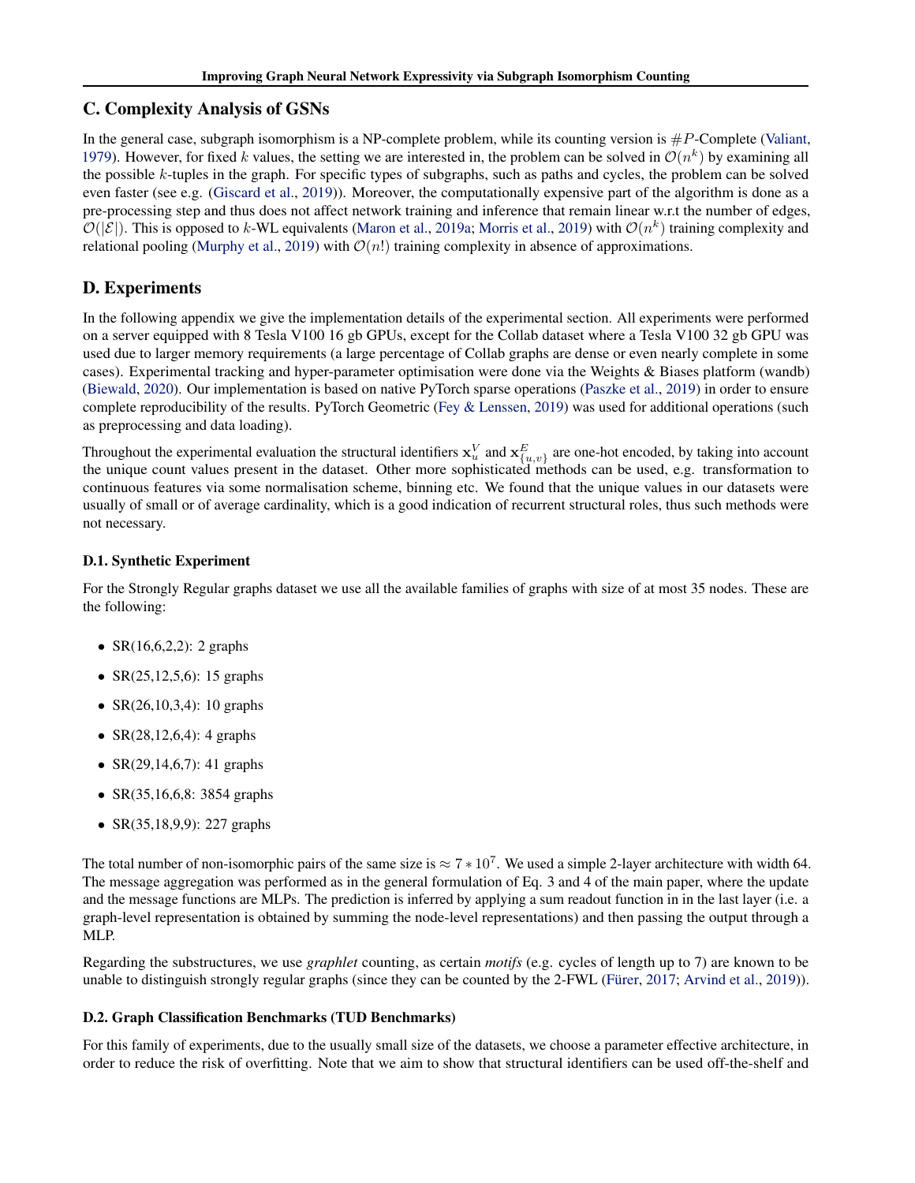## C. Complexity Analysis of GSNs

In the general case, subgraph isomorphism is a NP-complete problem, while its counting version is $\#P$-Complete (Valiant, 1979). However, for fixed $k$ values, the setting we are interested in, the problem can be solved in $\mathcal{O}(n^k)$ by examining all the possible $k$-tuples in the graph. For specific types of subgraphs, such as paths and cycles, the problem can be solved even faster (see e.g. (Giscard et al., 2019)). Moreover, the computationally expensive part of the algorithm is done as a pre-processing step and thus does not affect network training and inference that remain linear w.r.t the number of edges, $\mathcal{O}(|\mathcal{E}|)$. This is opposed to $k$-WL equivalents (Maron et al., 2019a; Morris et al., 2019) with $\mathcal{O}(n^k)$ training complexity and relational pooling (Murphy et al., 2019) with $\mathcal{O}(n!)$ training complexity in absence of approximations.

## D. Experiments

In the following appendix we give the implementation details of the experimental section. All experiments were performed on a server equipped with 8 Tesla V100 16 gb GPUs, except for the Collab dataset where a Tesla V100 32 gb GPU was used due to larger memory requirements (a large percentage of Collab graphs are dense or even nearly complete in some cases). Experimental tracking and hyper-parameter optimisation were done via the Weights & Biases platform (wandb) (Biewald, 2020). Our implementation is based on native PyTorch sparse operations (Paszke et al., 2019) in order to ensure complete reproducibility of the results. PyTorch Geometric (Fey & Lenssen, 2019) was used for additional operations (such as preprocessing and data loading).

Throughout the experimental evaluation the structural identifiers $\mathbf{x}_u^V$ and $\mathbf{x}_{\{u,v\}}^E$ are one-hot encoded, by taking into account the unique count values present in the dataset. Other more sophisticated methods can be used, e.g. transformation to continuous features via some normalisation scheme, binning etc. We found that the unique values in our datasets were usually of small or of average cardinality, which is a good indication of recurrent structural roles, thus such methods were not necessary.

### D.1. Synthetic Experiment

For the Strongly Regular graphs dataset we use all the available families of graphs with size of at most 35 nodes. These are the following:

- SR(16,6,2,2): 2 graphs
- SR(25,12,5,6): 15 graphs
- SR(26,10,3,4): 10 graphs
- SR(28,12,6,4): 4 graphs
- SR(29,14,6,7): 41 graphs
- SR(35,16,6,8: 3854 graphs
- SR(35,18,9,9): 227 graphs

The total number of non-isomorphic pairs of the same size is $\approx 7 * 10^7$. We used a simple 2-layer architecture with width 64. The message aggregation was performed as in the general formulation of Eq. 3 and 4 of the main paper, where the update and the message functions are MLPs. The prediction is inferred by applying a sum readout function in in the last layer (i.e. a graph-level representation is obtained by summing the node-level representations) and then passing the output through a MLP.

Regarding the substructures, we use *graphlet* counting, as certain *motifs* (e.g. cycles of length up to 7) are known to be unable to distinguish strongly regular graphs (since they can be counted by the 2-FWL (Fürer, 2017; Arvind et al., 2019)).

### D.2. Graph Classification Benchmarks (TUD Benchmarks)

For this family of experiments, due to the usually small size of the datasets, we choose a parameter effective architecture, in order to reduce the risk of overfitting. Note that we aim to show that structural identifiers can be used off-the-shelf and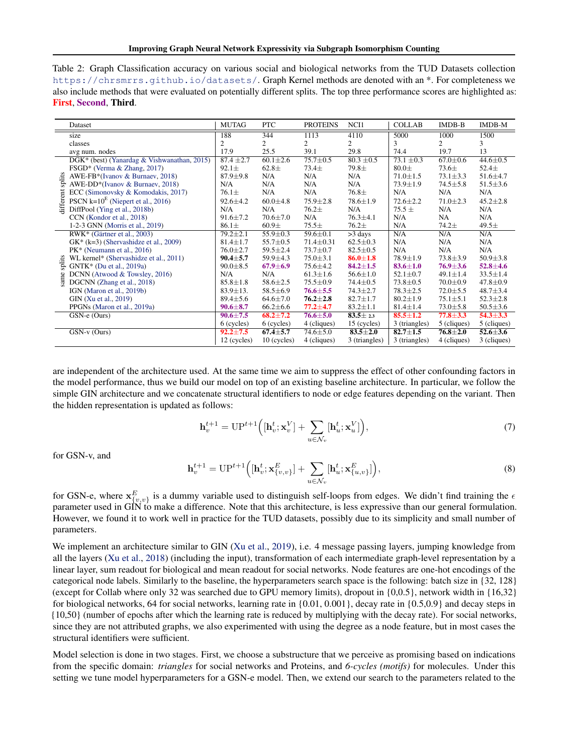Table 2: Graph Classification accuracy on various social and biological networks from the TUD Datasets collection https://chrsmrrs.github.io/datasets/. Graph Kernel methods are denoted with an *. For completeness we also include methods that were evaluated on potentially different splits. The top three performance scores are highlighted as: **First**, **Second**, **Third**.

| | Dataset | MUTAG | PTC | PROTEINS | NCI1 | COLLAB | IMDB-B | IMDB-M |
|---|---|---|---|---|---|---|---|---|
| | size | 188 | 344 | 1113 | 4110 | 5000 | 1000 | 1500 |
| | classes | 2 | 2 | 2 | 2 | 3 | 2 | 3 |
| | avg num. nodes | 17.9 | 25.5 | 39.1 | 29.8 | 74.4 | 19.7 | 13 |
| different splits | DGK* (best) (Yanardag & Vishwanathan, 2015) | 87.4 ±2.7 | 60.1±2.6 | 75.7±0.5 | 80.3 ±0.5 | 73.1 ±0.3 | 67.0±0.6 | 44.6±0.5 |
| | FSGD* (Verma & Zhang, 2017) | 92.1± | 62.8± | 73.4± | 79.8± | 80.0± | 73.6± | 52.4± |
| | AWE-FB*(Ivanov & Burnaev, 2018) | 87.9±9.8 | N/A | N/A | N/A | 71.0±1.5 | 73.1±3.3 | 51.6±4.7 |
| | AWE-DD*(Ivanov & Burnaev, 2018) | N/A | N/A | N/A | N/A | 73.9±1.9 | 74.5±5.8 | 51.5±3.6 |
| | ECC (Simonovsky & Komodakis, 2017) | 76.1± | N/A | N/A | 76.8± | N/A | N/A | N/A |
| | PSCN k=$10^E$ (Niepert et al., 2016) | 92.6±4.2 | 60.0±4.8 | 75.9±2.8 | 78.6±1.9 | 72.6±2.2 | 71.0±2.3 | 45.2±2.8 |
| | DiffPool (Ying et al., 2018b) | N/A | N/A | 76.2± | N/A | 75.5 ± | N/A | N/A |
| | CCN (Kondor et al., 2018) | 91.6±7.2 | 70.6±7.0 | N/A | 76.3±4.1 | N/A | NA | N/A |
| | 1-2-3 GNN (Morris et al., 2019) | 86.1± | 60.9± | 75.5± | 76.2± | N/A | 74.2± | 49.5± |
| same splits | RWK* (Gärtner et al., 2003) | 79.2±2.1 | 55.9±0.3 | 59.6±0.1 | >3 days | N/A | N/A | N/A |
| | GK* (k=3) (Shervashidze et al., 2009) | 81.4±1.7 | 55.7±0.5 | 71.4±0.31 | 62.5±0.3 | N/A | N/A | N/A |
| | PK* (Neumann et al., 2016) | 76.0±2.7 | 59.5±2.4 | 73.7±0.7 | 82.5±0.5 | N/A | N/A | N/A |
| | WL kernel* (Shervashidze et al., 2011) | **90.4±5.7** | 59.9±4.3 | 75.0±3.1 | **86.0±1.8** | 78.9±1.9 | 73.8±3.9 | 50.9±3.8 |
| | GNTK* (Du et al., 2019a) | 90.0±8.5 | **67.9±6.9** | 75.6±4.2 | **84.2±1.5** | **83.6±1.0** | **76.9±3.6** | **52.8±4.6** |
| | DCNN (Atwood & Towsley, 2016) | N/A | N/A | 61.3±1.6 | 56.6±1.0 | 52.1±0.7 | 49.1±1.4 | 33.5±1.4 |
| | DGCNN (Zhang et al., 2018) | 85.8±1.8 | 58.6±2.5 | 75.5±0.9 | 74.4±0.5 | 73.8±0.5 | 70.0±0.9 | 47.8±0.9 |
| | IGN (Maron et al., 2019b) | 83.9±13. | 58.5±6.9 | **76.6±5.5** | 74.3±2.7 | 78.3±2.5 | 72.0±5.5 | 48.7±3.4 |
| | GIN (Xu et al., 2019) | 89.4±5.6 | 64.6±7.0 | **76.2±2.8** | 82.7±1.7 | 80.2±1.9 | 75.1±5.1 | 52.3±2.8 |
| | PPGNs (Maron et al., 2019a) | **90.6±8.7** | 66.2±6.6 | **77.2±4.7** | 83.2±1.1 | 81.4±1.4 | 73.0±5.8 | 50.5±3.6 |
| | GSN-e (Ours) | **90.6±7.5** | **68.2±7.2** | **76.6±5.0** | **83.5± 2.3** | **85.5±1.2** | **77.8±3.3** | **54.3±3.3** |
| | | 6 (cycles) | 6 (cycles) | 4 (cliques) | 15 (cycles) | 3 (triangles) | 5 (cliques) | 5 (cliques) |
| | GSN-v (Ours) | **92.2±7.5** | **67.4±5.7** | 74.6±5.0 | **83.5±2.0** | **82.7±1.5** | **76.8±2.0** | **52.6±3.6** |
| | | 12 (cycles) | 10 (cycles) | 4 (cliques) | 3 (triangles) | 3 (triangles) | 4 (cliques) | 3 (cliques) |

are independent of the architecture used. At the same time we aim to suppress the effect of other confounding factors in the model performance, thus we build our model on top of an existing baseline architecture. In particular, we follow the simple GIN architecture and we concatenate structural identifiers to node or edge features depending on the variant. Then the hidden representation is updated as follows:

$$\mathbf{h}_v^{t+1} = \mathrm{UP}^{t+1}\Big([\mathbf{h}_v^t; \mathbf{x}_v^V] + \sum_{u \in \mathcal{N}_v} [\mathbf{h}_u^t; \mathbf{x}_u^V]\Big), \tag{7}$$

for GSN-v, and

$$\mathbf{h}_v^{t+1} = \mathrm{UP}^{t+1}\Big([\mathbf{h}_v^t; \mathbf{x}_{\{v,v\}}^E] + \sum_{u \in \mathcal{N}_v} [\mathbf{h}_u^t; \mathbf{x}_{\{u,v\}}^E]\Big), \tag{8}$$

for GSN-e, where $\mathbf{x}_{\{v,v\}}^E$ is a dummy variable used to distinguish self-loops from edges. We didn't find training the $\epsilon$ parameter used in GIN to make a difference. Note that this architecture, is less expressive than our general formulation. However, we found it to work well in practice for the TUD datasets, possibly due to its simplicity and small number of parameters.

We implement an architecture similar to GIN (Xu et al., 2019), i.e. 4 message passing layers, jumping knowledge from all the layers (Xu et al., 2018) (including the input), transformation of each intermediate graph-level representation by a linear layer, sum readout for biological and mean readout for social networks. Node features are one-hot encodings of the categorical node labels. Similarly to the baseline, the hyperparameters search space is the following: batch size in {32, 128} (except for Collab where only 32 was searched due to GPU memory limits), dropout in {0,0.5}, network width in {16,32} for biological networks, 64 for social networks, learning rate in {0.01, 0.001}, decay rate in {0.5,0.9} and decay steps in {10,50} (number of epochs after which the learning rate is reduced by multiplying with the decay rate). For social networks, since they are not attributed graphs, we also experimented with using the degree as a node feature, but in most cases the structural identifiers were sufficient.

Model selection is done in two stages. First, we choose a substructure that we perceive as promising based on indications from the specific domain: *triangles* for social networks and Proteins, and *6-cycles (motifs)* for molecules. Under this setting we tune model hyperparameters for a GSN-e model. Then, we extend our search to the parameters related to the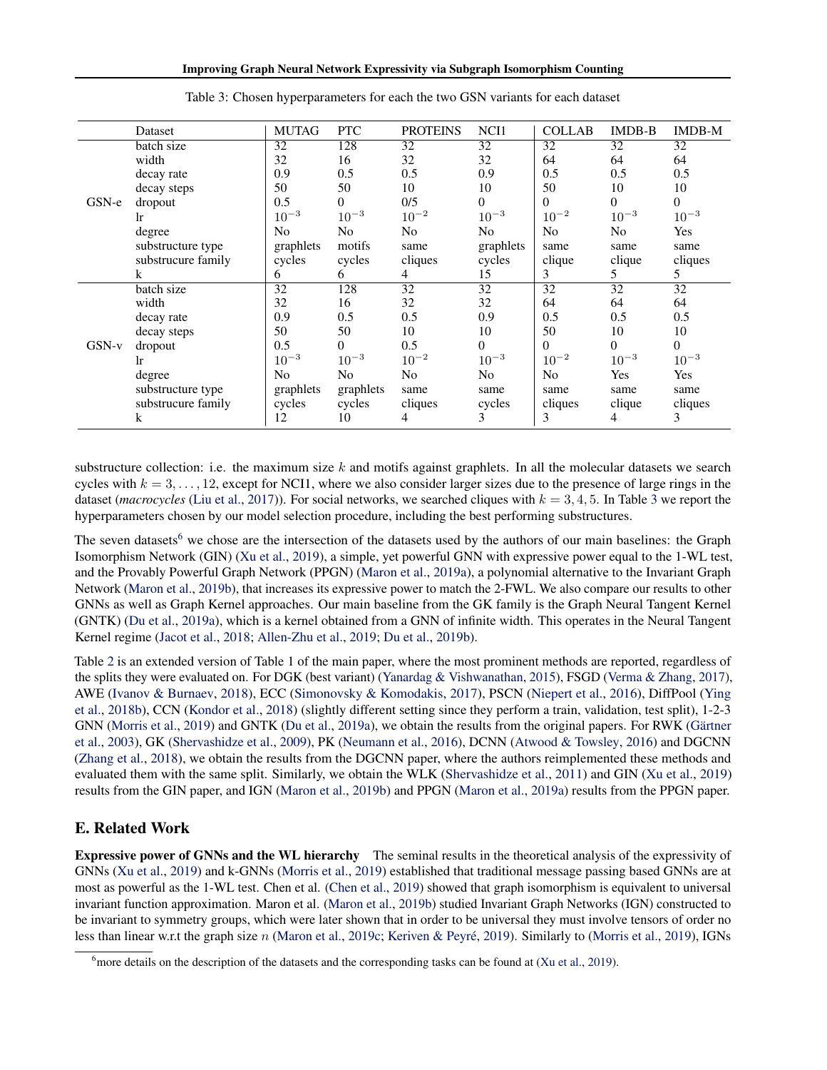Table 3: Chosen hyperparameters for each the two GSN variants for each dataset

| | Dataset | MUTAG | PTC | PROTEINS | NCI1 | COLLAB | IMDB-B | IMDB-M |
|---|---|---|---|---|---|---|---|---|
| GSN-e | batch size | 32 | 128 | 32 | 32 | 32 | 32 | 32 |
| | width | 32 | 16 | 32 | 32 | 64 | 64 | 64 |
| | decay rate | 0.9 | 0.5 | 0.5 | 0.9 | 0.5 | 0.5 | 0.5 |
| | decay steps | 50 | 50 | 10 | 10 | 50 | 10 | 10 |
| | dropout | 0.5 | 0 | 0/5 | 0 | 0 | 0 | 0 |
| | lr | $10^{-3}$ | $10^{-3}$ | $10^{-2}$ | $10^{-3}$ | $10^{-2}$ | $10^{-3}$ | $10^{-3}$ |
| | degree | No | No | No | No | No | No | Yes |
| | substructure type | graphlets | motifs | same | graphlets | same | same | same |
| | substrucure family | cycles | cycles | cliques | cycles | clique | clique | cliques |
| | k | 6 | 6 | 4 | 15 | 3 | 5 | 5 |
| GSN-v | batch size | 32 | 128 | 32 | 32 | 32 | 32 | 32 |
| | width | 32 | 16 | 32 | 32 | 64 | 64 | 64 |
| | decay rate | 0.9 | 0.5 | 0.5 | 0.9 | 0.5 | 0.5 | 0.5 |
| | decay steps | 50 | 50 | 10 | 10 | 50 | 10 | 10 |
| | dropout | 0.5 | 0 | 0.5 | 0 | 0 | 0 | 0 |
| | lr | $10^{-3}$ | $10^{-3}$ | $10^{-2}$ | $10^{-3}$ | $10^{-2}$ | $10^{-3}$ | $10^{-3}$ |
| | degree | No | No | No | No | No | Yes | Yes |
| | substructure type | graphlets | graphlets | same | same | same | same | same |
| | substrucure family | cycles | cycles | cliques | cycles | cliques | clique | cliques |
| | k | 12 | 10 | 4 | 3 | 3 | 4 | 3 |

substructure collection: i.e. the maximum size $k$ and motifs against graphlets. In all the molecular datasets we search cycles with $k = 3, \ldots, 12$, except for NCI1, where we also consider larger sizes due to the presence of large rings in the dataset (*macrocycles* (Liu et al., 2017)). For social networks, we searched cliques with $k = 3, 4, 5$. In Table 3 we report the hyperparameters chosen by our model selection procedure, including the best performing substructures.

The seven datasets[6] we chose are the intersection of the datasets used by the authors of our main baselines: the Graph Isomorphism Network (GIN) (Xu et al., 2019), a simple, yet powerful GNN with expressive power equal to the 1-WL test, and the Provably Powerful Graph Network (PPGN) (Maron et al., 2019a), a polynomial alternative to the Invariant Graph Network (Maron et al., 2019b), that increases its expressive power to match the 2-FWL. We also compare our results to other GNNs as well as Graph Kernel approaches. Our main baseline from the GK family is the Graph Neural Tangent Kernel (GNTK) (Du et al., 2019a), which is a kernel obtained from a GNN of infinite width. This operates in the Neural Tangent Kernel regime (Jacot et al., 2018; Allen-Zhu et al., 2019; Du et al., 2019b).

Table 2 is an extended version of Table 1 of the main paper, where the most prominent methods are reported, regardless of the splits they were evaluated on. For DGK (best variant) (Yanardag & Vishwanathan, 2015), FSGD (Verma & Zhang, 2017), AWE (Ivanov & Burnaev, 2018), ECC (Simonovsky & Komodakis, 2017), PSCN (Niepert et al., 2016), DiffPool (Ying et al., 2018b), CCN (Kondor et al., 2018) (slightly different setting since they perform a train, validation, test split), 1-2-3 GNN (Morris et al., 2019) and GNTK (Du et al., 2019a), we obtain the results from the original papers. For RWK (Gärtner et al., 2003), GK (Shervashidze et al., 2009), PK (Neumann et al., 2016), DCNN (Atwood & Towsley, 2016) and DGCNN (Zhang et al., 2018), we obtain the results from the DGCNN paper, where the authors reimplemented these methods and evaluated them with the same split. Similarly, we obtain the WLK (Shervashidze et al., 2011) and GIN (Xu et al., 2019) results from the GIN paper, and IGN (Maron et al., 2019b) and PPGN (Maron et al., 2019a) results from the PPGN paper.

## E. Related Work

**Expressive power of GNNs and the WL hierarchy** The seminal results in the theoretical analysis of the expressivity of GNNs (Xu et al., 2019) and k-GNNs (Morris et al., 2019) established that traditional message passing based GNNs are at most as powerful as the 1-WL test. Chen et al. (Chen et al., 2019) showed that graph isomorphism is equivalent to universal invariant function approximation. Maron et al. (Maron et al., 2019b) studied Invariant Graph Networks (IGN) constructed to be invariant to symmetry groups, which were later shown that in order to be universal they must involve tensors of order no less than linear w.r.t the graph size $n$ (Maron et al., 2019c; Keriven & Peyré, 2019). Similarly to (Morris et al., 2019), IGNs

[6]more details on the description of the datasets and the corresponding tasks can be found at (Xu et al., 2019).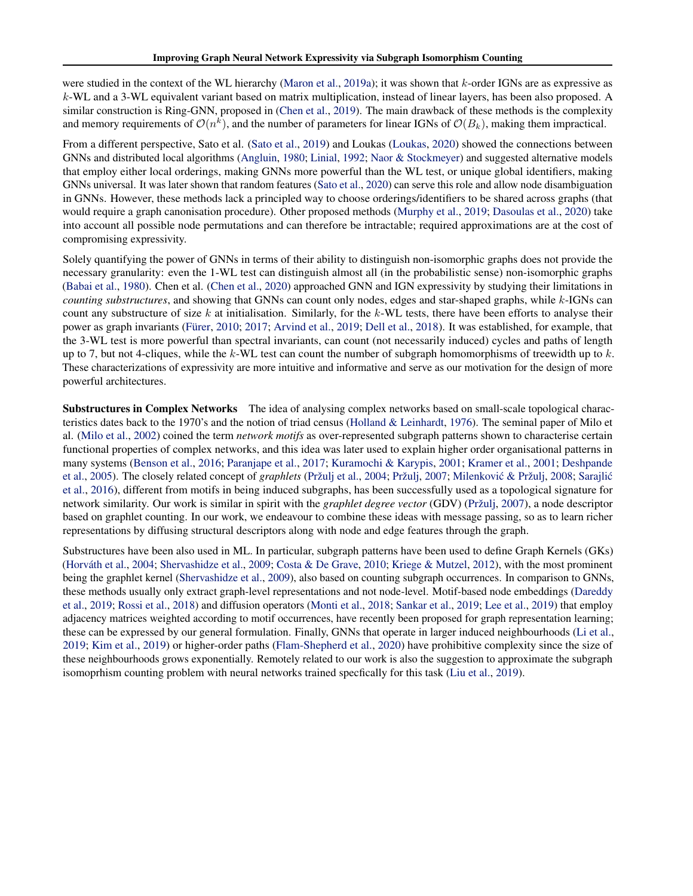were studied in the context of the WL hierarchy (Maron et al., 2019a); it was shown that $k$-order IGNs are as expressive as $k$-WL and a 3-WL equivalent variant based on matrix multiplication, instead of linear layers, has been also proposed. A similar construction is Ring-GNN, proposed in (Chen et al., 2019). The main drawback of these methods is the complexity and memory requirements of $\mathcal{O}(n^k)$, and the number of parameters for linear IGNs of $\mathcal{O}(B_k)$, making them impractical.

From a different perspective, Sato et al. (Sato et al., 2019) and Loukas (Loukas, 2020) showed the connections between GNNs and distributed local algorithms (Angluin, 1980; Linial, 1992; Naor & Stockmeyer) and suggested alternative models that employ either local orderings, making GNNs more powerful than the WL test, or unique global identifiers, making GNNs universal. It was later shown that random features (Sato et al., 2020) can serve this role and allow node disambiguation in GNNs. However, these methods lack a principled way to choose orderings/identifiers to be shared across graphs (that would require a graph canonisation procedure). Other proposed methods (Murphy et al., 2019; Dasoulas et al., 2020) take into account all possible node permutations and can therefore be intractable; required approximations are at the cost of compromising expressivity.

Solely quantifying the power of GNNs in terms of their ability to distinguish non-isomorphic graphs does not provide the necessary granularity: even the 1-WL test can distinguish almost all (in the probabilistic sense) non-isomorphic graphs (Babai et al., 1980). Chen et al. (Chen et al., 2020) approached GNN and IGN expressivity by studying their limitations in *counting substructures*, and showing that GNNs can count only nodes, edges and star-shaped graphs, while $k$-IGNs can count any substructure of size $k$ at initialisation. Similarly, for the $k$-WL tests, there have been efforts to analyse their power as graph invariants (Fürer, 2010; 2017; Arvind et al., 2019; Dell et al., 2018). It was established, for example, that the 3-WL test is more powerful than spectral invariants, can count (not necessarily induced) cycles and paths of length up to 7, but not 4-cliques, while the $k$-WL test can count the number of subgraph homomorphisms of treewidth up to $k$. These characterizations of expressivity are more intuitive and informative and serve as our motivation for the design of more powerful architectures.

**Substructures in Complex Networks** The idea of analysing complex networks based on small-scale topological characteristics dates back to the 1970's and the notion of triad census (Holland & Leinhardt, 1976). The seminal paper of Milo et al. (Milo et al., 2002) coined the term *network motifs* as over-represented subgraph patterns shown to characterise certain functional properties of complex networks, and this idea was later used to explain higher order organisational patterns in many systems (Benson et al., 2016; Paranjape et al., 2017; Kuramochi & Karypis, 2001; Kramer et al., 2001; Deshpande et al., 2005). The closely related concept of *graphlets* (Pržulj et al., 2004; Pržulj, 2007; Milenković & Pržulj, 2008; Sarajlić et al., 2016), different from motifs in being induced subgraphs, has been successfully used as a topological signature for network similarity. Our work is similar in spirit with the *graphlet degree vector* (GDV) (Pržulj, 2007), a node descriptor based on graphlet counting. In our work, we endeavour to combine these ideas with message passing, so as to learn richer representations by diffusing structural descriptors along with node and edge features through the graph.

Substructures have been also used in ML. In particular, subgraph patterns have been used to define Graph Kernels (GKs) (Horváth et al., 2004; Shervashidze et al., 2009; Costa & De Grave, 2010; Kriege & Mutzel, 2012), with the most prominent being the graphlet kernel (Shervashidze et al., 2009), also based on counting subgraph occurrences. In comparison to GNNs, these methods usually only extract graph-level representations and not node-level. Motif-based node embeddings (Dareddy et al., 2019; Rossi et al., 2018) and diffusion operators (Monti et al., 2018; Sankar et al., 2019; Lee et al., 2019) that employ adjacency matrices weighted according to motif occurrences, have recently been proposed for graph representation learning; these can be expressed by our general formulation. Finally, GNNs that operate in larger induced neighbourhoods (Li et al., 2019; Kim et al., 2019) or higher-order paths (Flam-Shepherd et al., 2020) have prohibitive complexity since the size of these neighbourhoods grows exponentially. Remotely related to our work is also the suggestion to approximate the subgraph isomoprhism counting problem with neural networks trained specfically for this task (Liu et al., 2019).